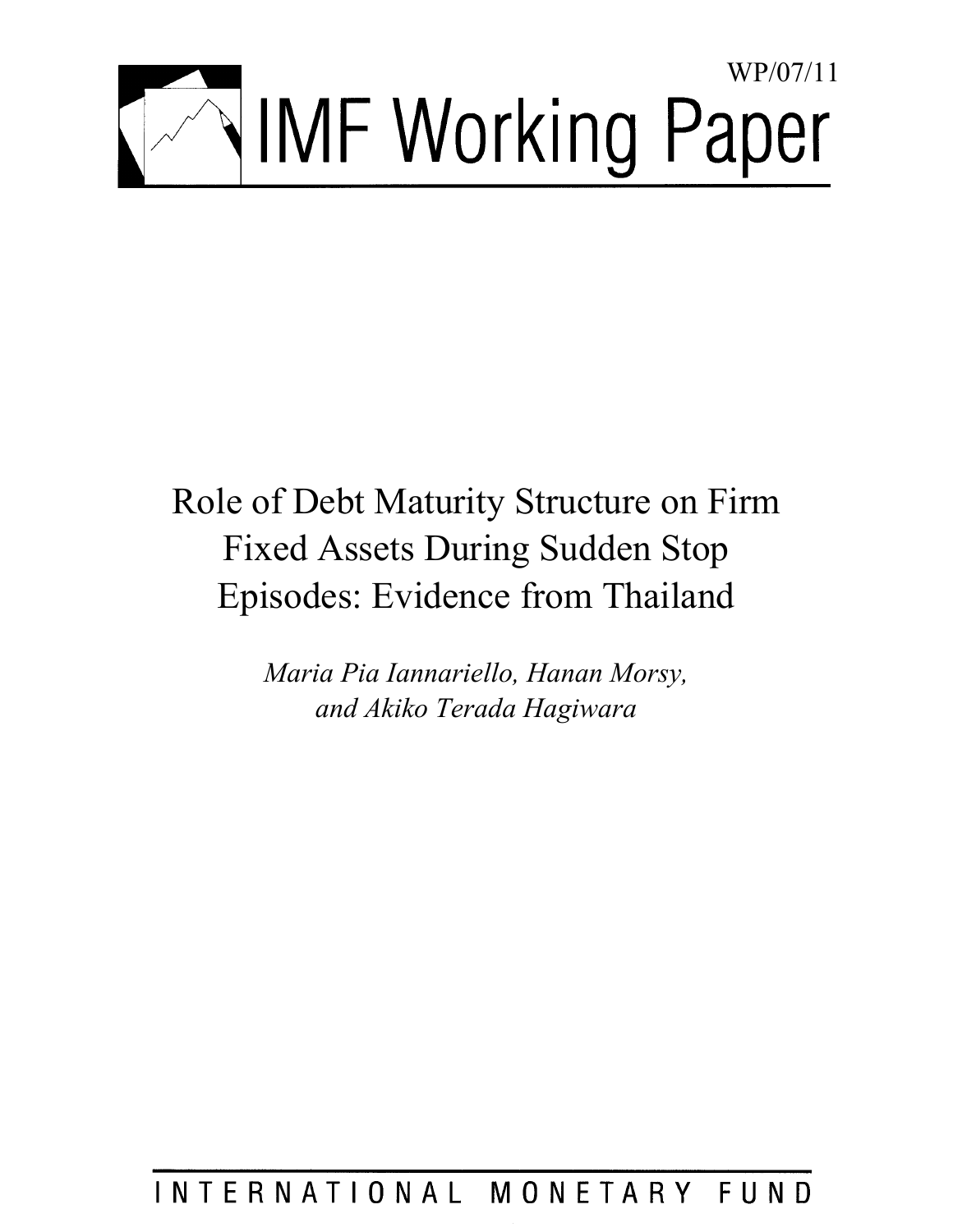WP/07/11

# IMF Working Paper

## Role of Debt Maturity Structure on Firm Fixed Assets During Sudden Stop Episodes: Evidence from Thailand

*Maria Pia Iannariello, Hanan Morsy, and Akiko Terada Hagiwara*

INTERNATIONAL MONETARY FUND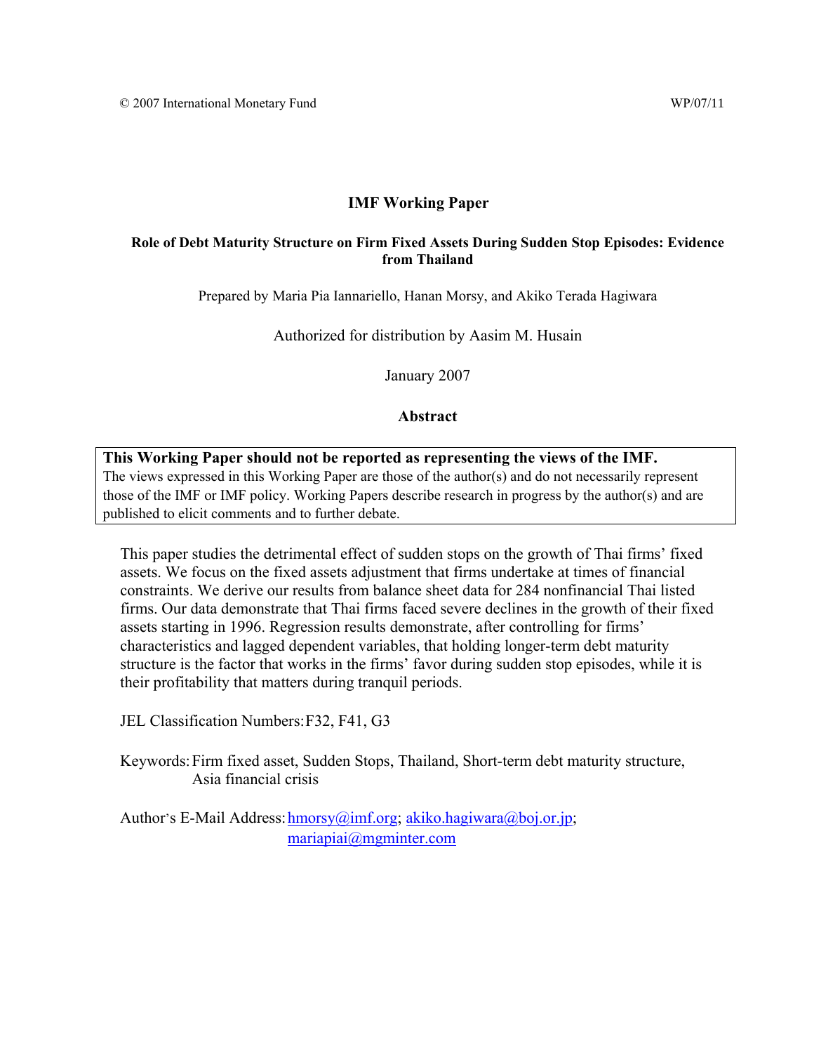© 2007 International Monetary Fund WP/07/11

# IMF Working Paper

## Role of Debt Maturity Structure on Firm Fixed Assets During Sudden Stop Episodes: Evidence from Thailand

Prepared by Maria Pia Iannariello, Hanan Morsy, and Akiko Terada Hagiwara

Authorized for distribution by Aasim M. Husain

January 2007

### Abstract

**This Working Paper should not be reported as representing the views of the IMF.**
The views expressed in this Working Paper are those of the author(s) and do not necessarily represent those of the IMF or IMF policy. Working Papers describe research in progress by the author(s) and are published to elicit comments and to further debate.

This paper studies the detrimental effect of sudden stops on the growth of Thai firms' fixed assets. We focus on the fixed assets adjustment that firms undertake at times of financial constraints. We derive our results from balance sheet data for 284 nonfinancial Thai listed firms. Our data demonstrate that Thai firms faced severe declines in the growth of their fixed assets starting in 1996. Regression results demonstrate, after controlling for firms' characteristics and lagged dependent variables, that holding longer-term debt maturity structure is the factor that works in the firms' favor during sudden stop episodes, while it is their profitability that matters during tranquil periods.

JEL Classification Numbers: F32, F41, G3

Keywords: Firm fixed asset, Sudden Stops, Thailand, Short-term debt maturity structure, Asia financial crisis

Author's E-Mail Address: hmorsy@imf.org; akiko.hagiwara@boj.or.jp; mariapiai@mgminter.com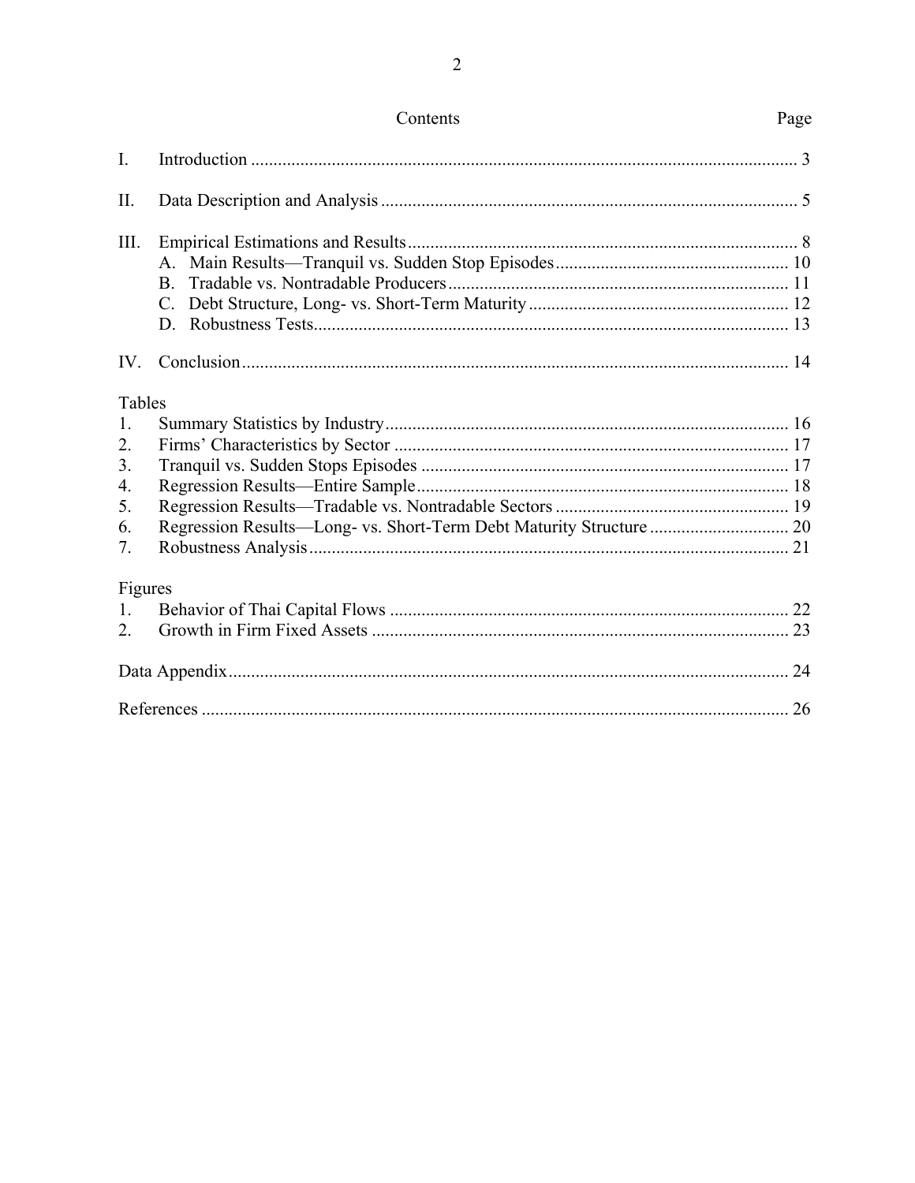## Contents

| | | Page |
|---|---|---|
| I. | Introduction | 3 |
| II. | Data Description and Analysis | 5 |
| III. | Empirical Estimations and Results | 8 |
| | A. Main Results—Tranquil vs. Sudden Stop Episodes | 10 |
| | B. Tradable vs. Nontradable Producers | 11 |
| | C. Debt Structure, Long- vs. Short-Term Maturity | 12 |
| | D. Robustness Tests | 13 |
| IV. | Conclusion | 14 |

Tables

| | | |
|---|---|---|
| 1. | Summary Statistics by Industry | 16 |
| 2. | Firms' Characteristics by Sector | 17 |
| 3. | Tranquil vs. Sudden Stops Episodes | 17 |
| 4. | Regression Results—Entire Sample | 18 |
| 5. | Regression Results—Tradable vs. Nontradable Sectors | 19 |
| 6. | Regression Results—Long- vs. Short-Term Debt Maturity Structure | 20 |
| 7. | Robustness Analysis | 21 |

Figures

| | | |
|---|---|---|
| 1. | Behavior of Thai Capital Flows | 22 |
| 2. | Growth in Firm Fixed Assets | 23 |

Data Appendix .......... 24

References .......... 26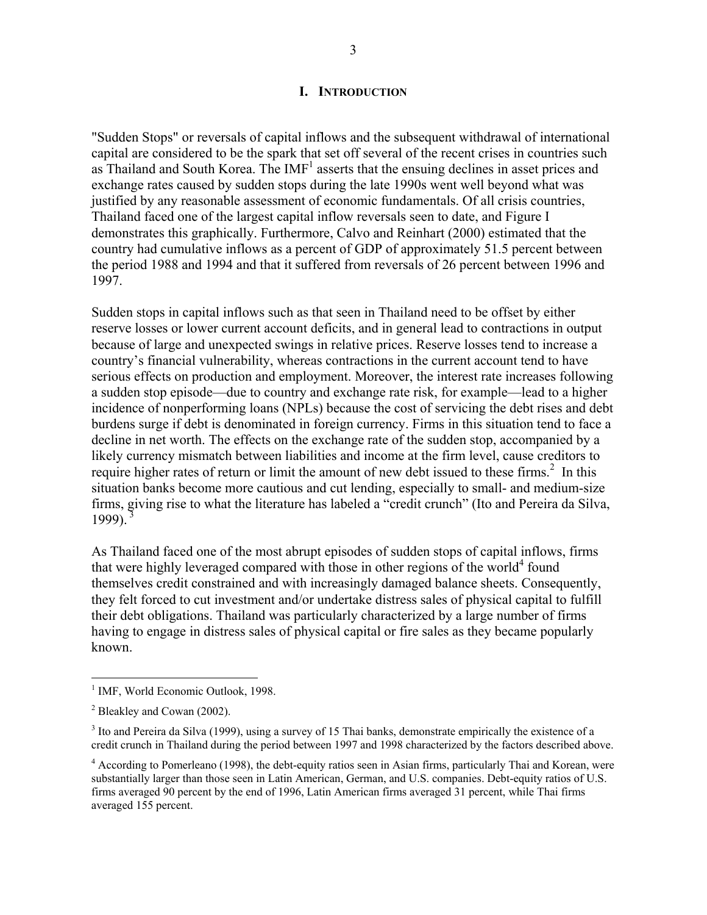# I. INTRODUCTION

"Sudden Stops" or reversals of capital inflows and the subsequent withdrawal of international capital are considered to be the spark that set off several of the recent crises in countries such as Thailand and South Korea. The IMF[1] asserts that the ensuing declines in asset prices and exchange rates caused by sudden stops during the late 1990s went well beyond what was justified by any reasonable assessment of economic fundamentals. Of all crisis countries, Thailand faced one of the largest capital inflow reversals seen to date, and Figure I demonstrates this graphically. Furthermore, Calvo and Reinhart (2000) estimated that the country had cumulative inflows as a percent of GDP of approximately 51.5 percent between the period 1988 and 1994 and that it suffered from reversals of 26 percent between 1996 and 1997.

Sudden stops in capital inflows such as that seen in Thailand need to be offset by either reserve losses or lower current account deficits, and in general lead to contractions in output because of large and unexpected swings in relative prices. Reserve losses tend to increase a country's financial vulnerability, whereas contractions in the current account tend to have serious effects on production and employment. Moreover, the interest rate increases following a sudden stop episode—due to country and exchange rate risk, for example—lead to a higher incidence of nonperforming loans (NPLs) because the cost of servicing the debt rises and debt burdens surge if debt is denominated in foreign currency. Firms in this situation tend to face a decline in net worth. The effects on the exchange rate of the sudden stop, accompanied by a likely currency mismatch between liabilities and income at the firm level, cause creditors to require higher rates of return or limit the amount of new debt issued to these firms.[2] In this situation banks become more cautious and cut lending, especially to small- and medium-size firms, giving rise to what the literature has labeled a "credit crunch" (Ito and Pereira da Silva, 1999).[3]

As Thailand faced one of the most abrupt episodes of sudden stops of capital inflows, firms that were highly leveraged compared with those in other regions of the world[4] found themselves credit constrained and with increasingly damaged balance sheets. Consequently, they felt forced to cut investment and/or undertake distress sales of physical capital to fulfill their debt obligations. Thailand was particularly characterized by a large number of firms having to engage in distress sales of physical capital or fire sales as they became popularly known.

---

[1] IMF, World Economic Outlook, 1998.

[2] Bleakley and Cowan (2002).

[3] Ito and Pereira da Silva (1999), using a survey of 15 Thai banks, demonstrate empirically the existence of a credit crunch in Thailand during the period between 1997 and 1998 characterized by the factors described above.

[4] According to Pomerleano (1998), the debt-equity ratios seen in Asian firms, particularly Thai and Korean, were substantially larger than those seen in Latin American, German, and U.S. companies. Debt-equity ratios of U.S. firms averaged 90 percent by the end of 1996, Latin American firms averaged 31 percent, while Thai firms averaged 155 percent.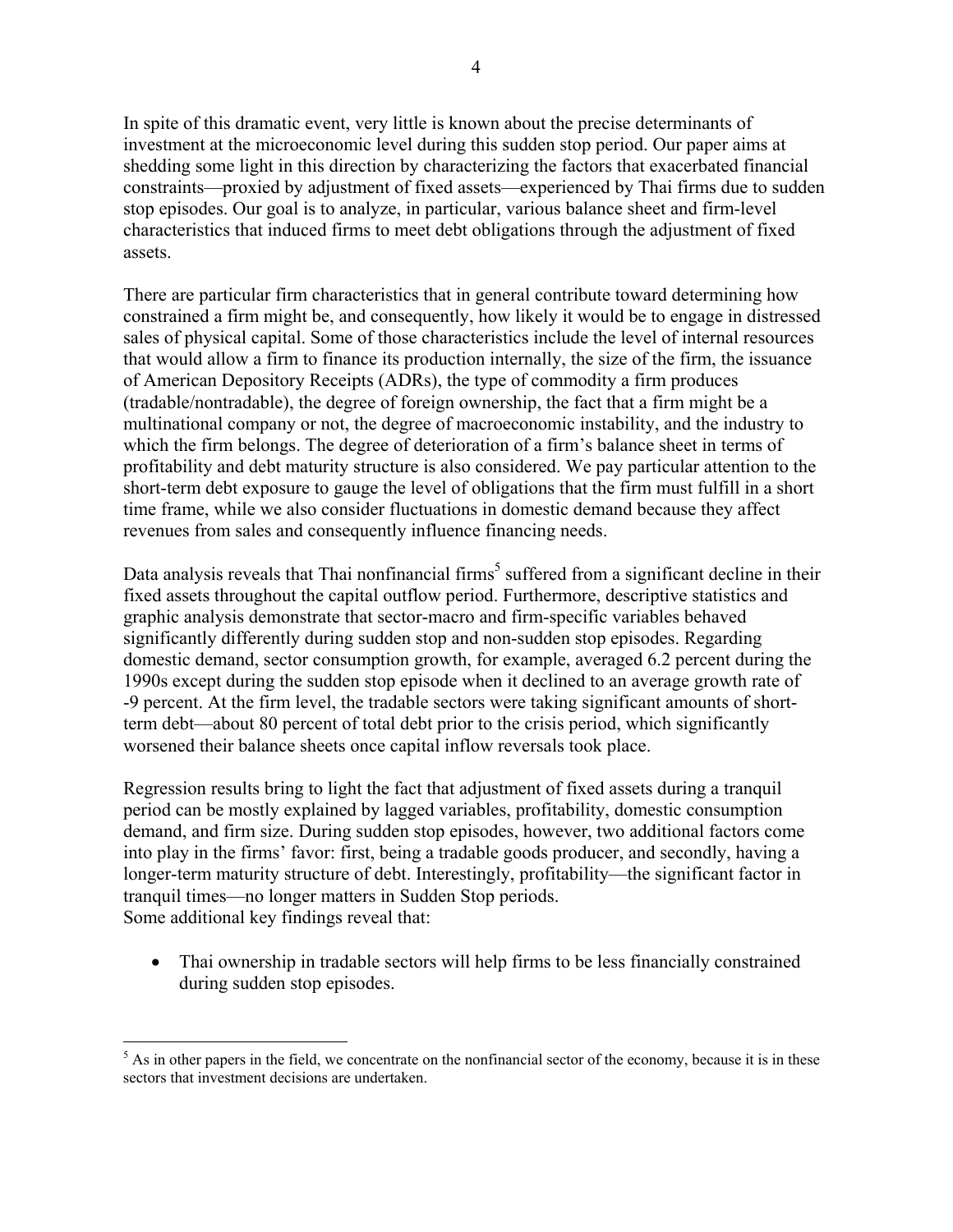In spite of this dramatic event, very little is known about the precise determinants of investment at the microeconomic level during this sudden stop period. Our paper aims at shedding some light in this direction by characterizing the factors that exacerbated financial constraints—proxied by adjustment of fixed assets—experienced by Thai firms due to sudden stop episodes. Our goal is to analyze, in particular, various balance sheet and firm-level characteristics that induced firms to meet debt obligations through the adjustment of fixed assets.

There are particular firm characteristics that in general contribute toward determining how constrained a firm might be, and consequently, how likely it would be to engage in distressed sales of physical capital. Some of those characteristics include the level of internal resources that would allow a firm to finance its production internally, the size of the firm, the issuance of American Depository Receipts (ADRs), the type of commodity a firm produces (tradable/nontradable), the degree of foreign ownership, the fact that a firm might be a multinational company or not, the degree of macroeconomic instability, and the industry to which the firm belongs. The degree of deterioration of a firm's balance sheet in terms of profitability and debt maturity structure is also considered. We pay particular attention to the short-term debt exposure to gauge the level of obligations that the firm must fulfill in a short time frame, while we also consider fluctuations in domestic demand because they affect revenues from sales and consequently influence financing needs.

Data analysis reveals that Thai nonfinancial firms[5] suffered from a significant decline in their fixed assets throughout the capital outflow period. Furthermore, descriptive statistics and graphic analysis demonstrate that sector-macro and firm-specific variables behaved significantly differently during sudden stop and non-sudden stop episodes. Regarding domestic demand, sector consumption growth, for example, averaged 6.2 percent during the 1990s except during the sudden stop episode when it declined to an average growth rate of -9 percent. At the firm level, the tradable sectors were taking significant amounts of short-term debt—about 80 percent of total debt prior to the crisis period, which significantly worsened their balance sheets once capital inflow reversals took place.

Regression results bring to light the fact that adjustment of fixed assets during a tranquil period can be mostly explained by lagged variables, profitability, domestic consumption demand, and firm size. During sudden stop episodes, however, two additional factors come into play in the firms' favor: first, being a tradable goods producer, and secondly, having a longer-term maturity structure of debt. Interestingly, profitability—the significant factor in tranquil times—no longer matters in Sudden Stop periods.
Some additional key findings reveal that:

- Thai ownership in tradable sectors will help firms to be less financially constrained during sudden stop episodes.

[5] As in other papers in the field, we concentrate on the nonfinancial sector of the economy, because it is in these sectors that investment decisions are undertaken.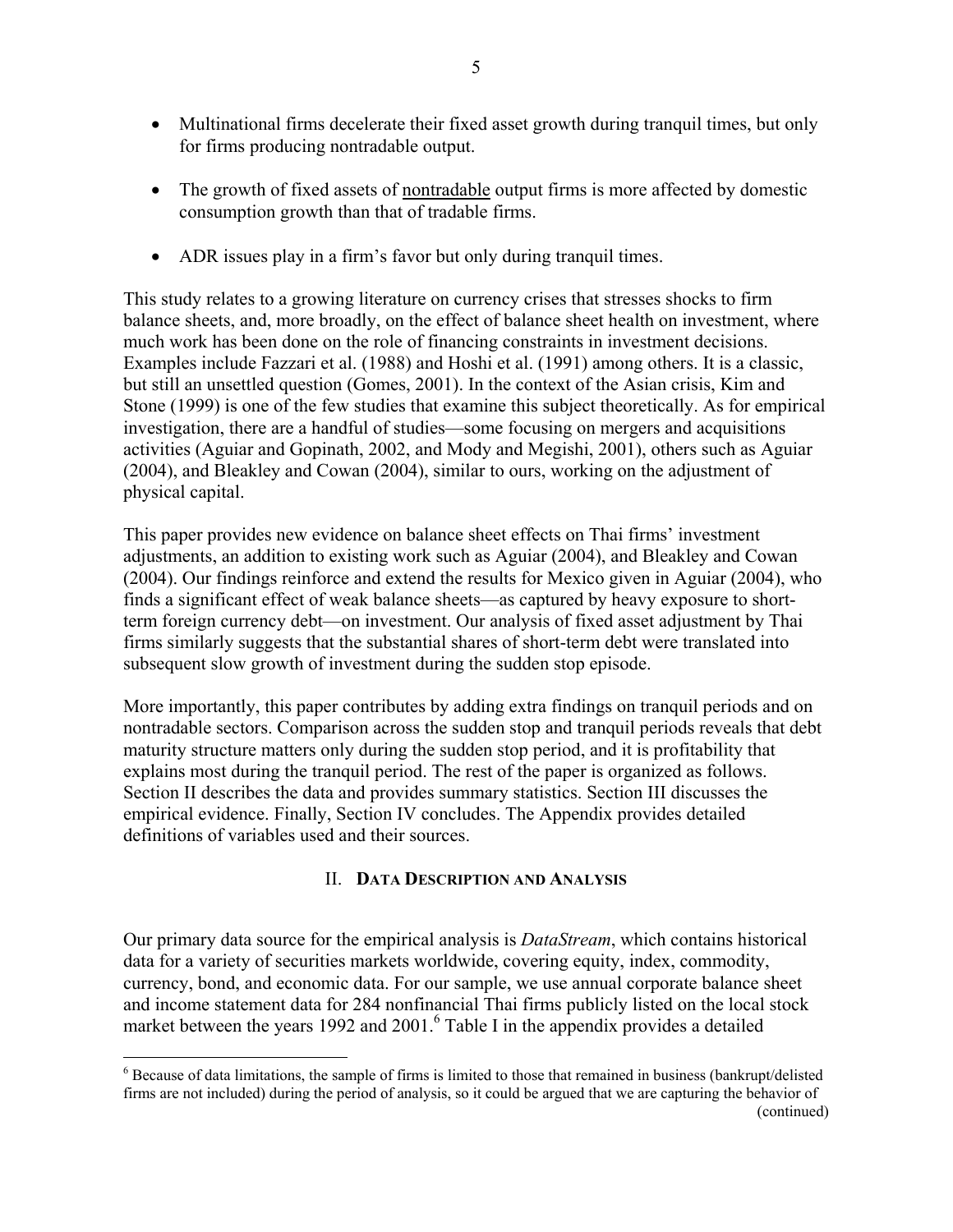- Multinational firms decelerate their fixed asset growth during tranquil times, but only for firms producing nontradable output.
- The growth of fixed assets of nontradable output firms is more affected by domestic consumption growth than that of tradable firms.
- ADR issues play in a firm's favor but only during tranquil times.

This study relates to a growing literature on currency crises that stresses shocks to firm balance sheets, and, more broadly, on the effect of balance sheet health on investment, where much work has been done on the role of financing constraints in investment decisions. Examples include Fazzari et al. (1988) and Hoshi et al. (1991) among others. It is a classic, but still an unsettled question (Gomes, 2001). In the context of the Asian crisis, Kim and Stone (1999) is one of the few studies that examine this subject theoretically. As for empirical investigation, there are a handful of studies—some focusing on mergers and acquisitions activities (Aguiar and Gopinath, 2002, and Mody and Megishi, 2001), others such as Aguiar (2004), and Bleakley and Cowan (2004), similar to ours, working on the adjustment of physical capital.

This paper provides new evidence on balance sheet effects on Thai firms' investment adjustments, an addition to existing work such as Aguiar (2004), and Bleakley and Cowan (2004). Our findings reinforce and extend the results for Mexico given in Aguiar (2004), who finds a significant effect of weak balance sheets—as captured by heavy exposure to short-term foreign currency debt—on investment. Our analysis of fixed asset adjustment by Thai firms similarly suggests that the substantial shares of short-term debt were translated into subsequent slow growth of investment during the sudden stop episode.

More importantly, this paper contributes by adding extra findings on tranquil periods and on nontradable sectors. Comparison across the sudden stop and tranquil periods reveals that debt maturity structure matters only during the sudden stop period, and it is profitability that explains most during the tranquil period. The rest of the paper is organized as follows. Section II describes the data and provides summary statistics. Section III discusses the empirical evidence. Finally, Section IV concludes. The Appendix provides detailed definitions of variables used and their sources.

## II. Data Description and Analysis

Our primary data source for the empirical analysis is *DataStream*, which contains historical data for a variety of securities markets worldwide, covering equity, index, commodity, currency, bond, and economic data. For our sample, we use annual corporate balance sheet and income statement data for 284 nonfinancial Thai firms publicly listed on the local stock market between the years 1992 and 2001.[6] Table I in the appendix provides a detailed

[6] Because of data limitations, the sample of firms is limited to those that remained in business (bankrupt/delisted firms are not included) during the period of analysis, so it could be argued that we are capturing the behavior of (continued)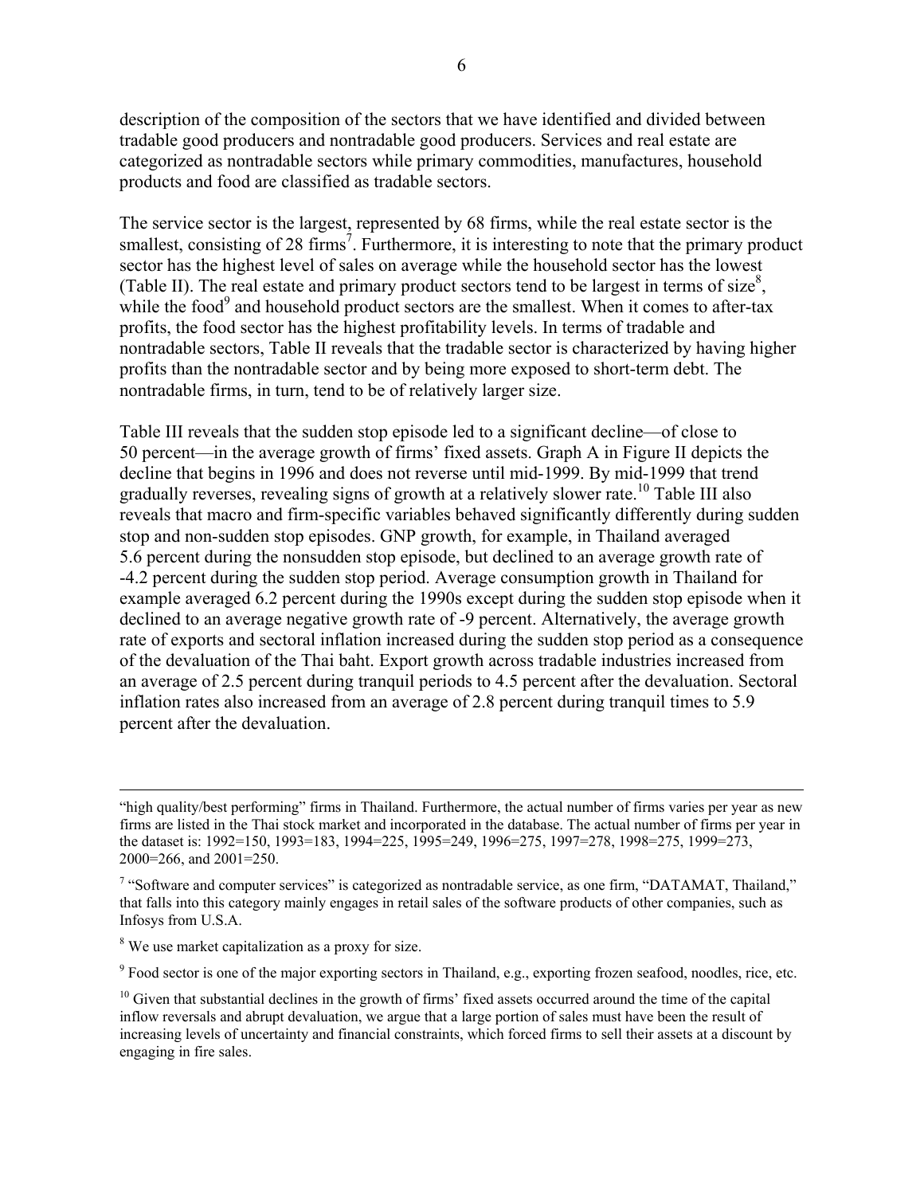description of the composition of the sectors that we have identified and divided between tradable good producers and nontradable good producers. Services and real estate are categorized as nontradable sectors while primary commodities, manufactures, household products and food are classified as tradable sectors.

The service sector is the largest, represented by 68 firms, while the real estate sector is the smallest, consisting of 28 firms[7]. Furthermore, it is interesting to note that the primary product sector has the highest level of sales on average while the household sector has the lowest (Table II). The real estate and primary product sectors tend to be largest in terms of size[8], while the food[9] and household product sectors are the smallest. When it comes to after-tax profits, the food sector has the highest profitability levels. In terms of tradable and nontradable sectors, Table II reveals that the tradable sector is characterized by having higher profits than the nontradable sector and by being more exposed to short-term debt. The nontradable firms, in turn, tend to be of relatively larger size.

Table III reveals that the sudden stop episode led to a significant decline—of close to 50 percent—in the average growth of firms' fixed assets. Graph A in Figure II depicts the decline that begins in 1996 and does not reverse until mid-1999. By mid-1999 that trend gradually reverses, revealing signs of growth at a relatively slower rate.[10] Table III also reveals that macro and firm-specific variables behaved significantly differently during sudden stop and non-sudden stop episodes. GNP growth, for example, in Thailand averaged 5.6 percent during the nonsudden stop episode, but declined to an average growth rate of -4.2 percent during the sudden stop period. Average consumption growth in Thailand for example averaged 6.2 percent during the 1990s except during the sudden stop episode when it declined to an average negative growth rate of -9 percent. Alternatively, the average growth rate of exports and sectoral inflation increased during the sudden stop period as a consequence of the devaluation of the Thai baht. Export growth across tradable industries increased from an average of 2.5 percent during tranquil periods to 4.5 percent after the devaluation. Sectoral inflation rates also increased from an average of 2.8 percent during tranquil times to 5.9 percent after the devaluation.

---

"high quality/best performing" firms in Thailand. Furthermore, the actual number of firms varies per year as new firms are listed in the Thai stock market and incorporated in the database. The actual number of firms per year in the dataset is: 1992=150, 1993=183, 1994=225, 1995=249, 1996=275, 1997=278, 1998=275, 1999=273, 2000=266, and 2001=250.

[7] "Software and computer services" is categorized as nontradable service, as one firm, "DATAMAT, Thailand," that falls into this category mainly engages in retail sales of the software products of other companies, such as Infosys from U.S.A.

[8] We use market capitalization as a proxy for size.

[9] Food sector is one of the major exporting sectors in Thailand, e.g., exporting frozen seafood, noodles, rice, etc.

[10] Given that substantial declines in the growth of firms' fixed assets occurred around the time of the capital inflow reversals and abrupt devaluation, we argue that a large portion of sales must have been the result of increasing levels of uncertainty and financial constraints, which forced firms to sell their assets at a discount by engaging in fire sales.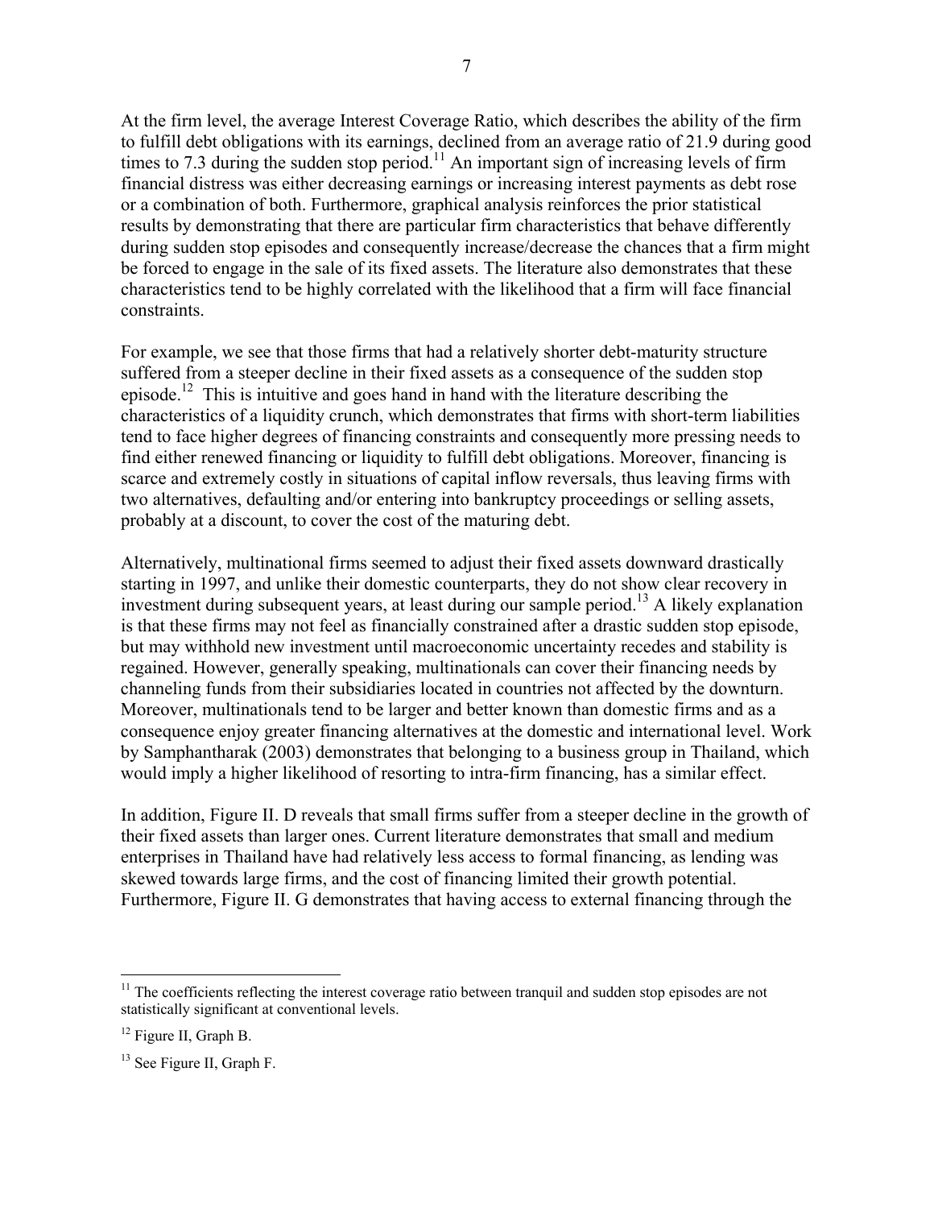At the firm level, the average Interest Coverage Ratio, which describes the ability of the firm to fulfill debt obligations with its earnings, declined from an average ratio of 21.9 during good times to 7.3 during the sudden stop period.[11] An important sign of increasing levels of firm financial distress was either decreasing earnings or increasing interest payments as debt rose or a combination of both. Furthermore, graphical analysis reinforces the prior statistical results by demonstrating that there are particular firm characteristics that behave differently during sudden stop episodes and consequently increase/decrease the chances that a firm might be forced to engage in the sale of its fixed assets. The literature also demonstrates that these characteristics tend to be highly correlated with the likelihood that a firm will face financial constraints.

For example, we see that those firms that had a relatively shorter debt-maturity structure suffered from a steeper decline in their fixed assets as a consequence of the sudden stop episode.[12] This is intuitive and goes hand in hand with the literature describing the characteristics of a liquidity crunch, which demonstrates that firms with short-term liabilities tend to face higher degrees of financing constraints and consequently more pressing needs to find either renewed financing or liquidity to fulfill debt obligations. Moreover, financing is scarce and extremely costly in situations of capital inflow reversals, thus leaving firms with two alternatives, defaulting and/or entering into bankruptcy proceedings or selling assets, probably at a discount, to cover the cost of the maturing debt.

Alternatively, multinational firms seemed to adjust their fixed assets downward drastically starting in 1997, and unlike their domestic counterparts, they do not show clear recovery in investment during subsequent years, at least during our sample period.[13] A likely explanation is that these firms may not feel as financially constrained after a drastic sudden stop episode, but may withhold new investment until macroeconomic uncertainty recedes and stability is regained. However, generally speaking, multinationals can cover their financing needs by channeling funds from their subsidiaries located in countries not affected by the downturn. Moreover, multinationals tend to be larger and better known than domestic firms and as a consequence enjoy greater financing alternatives at the domestic and international level. Work by Samphantharak (2003) demonstrates that belonging to a business group in Thailand, which would imply a higher likelihood of resorting to intra-firm financing, has a similar effect.

In addition, Figure II. D reveals that small firms suffer from a steeper decline in the growth of their fixed assets than larger ones. Current literature demonstrates that small and medium enterprises in Thailand have had relatively less access to formal financing, as lending was skewed towards large firms, and the cost of financing limited their growth potential. Furthermore, Figure II. G demonstrates that having access to external financing through the

---

[11] The coefficients reflecting the interest coverage ratio between tranquil and sudden stop episodes are not statistically significant at conventional levels.

[12] Figure II, Graph B.

[13] See Figure II, Graph F.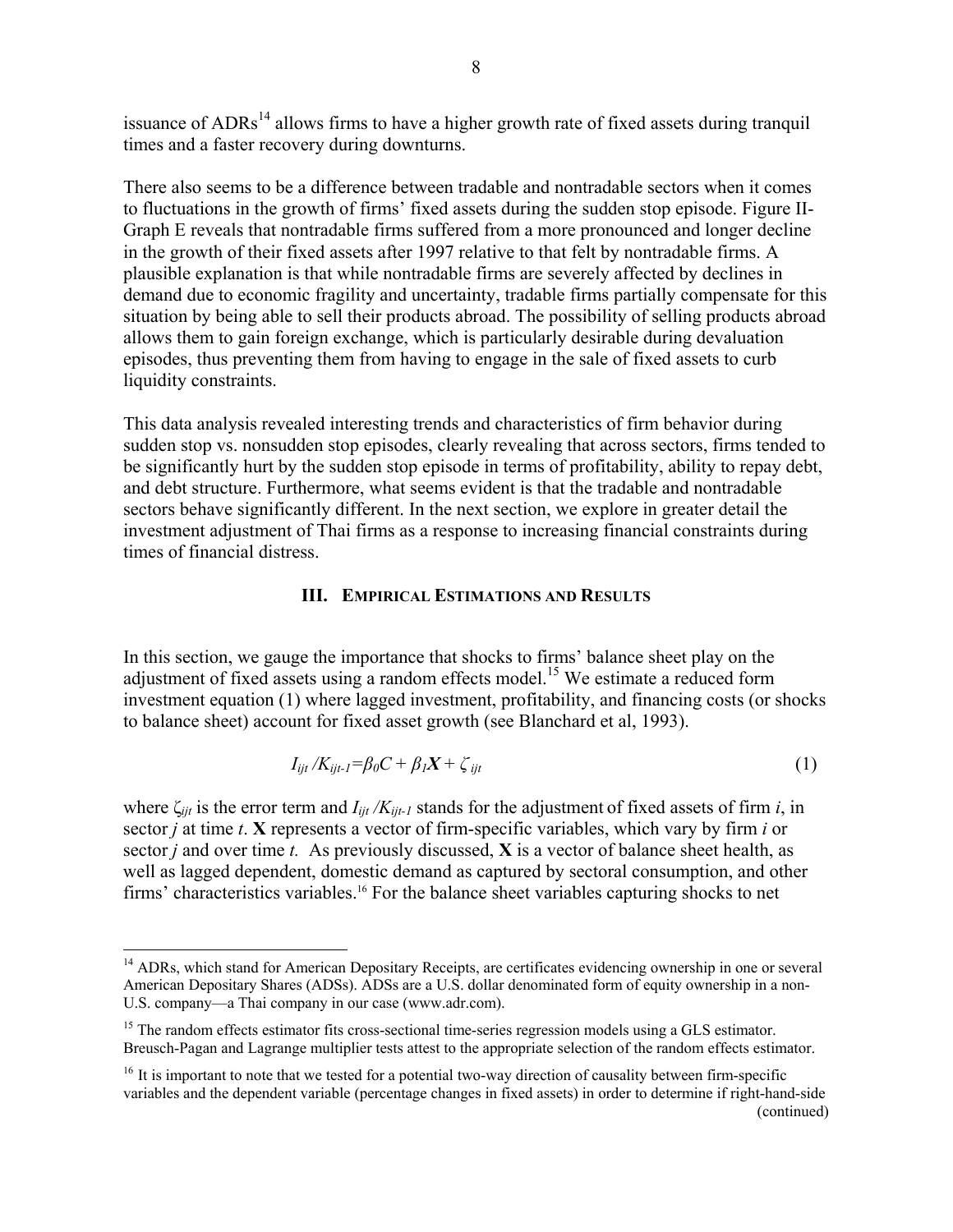issuance of ADRs[14] allows firms to have a higher growth rate of fixed assets during tranquil times and a faster recovery during downturns.

There also seems to be a difference between tradable and nontradable sectors when it comes to fluctuations in the growth of firms' fixed assets during the sudden stop episode. Figure II-Graph E reveals that nontradable firms suffered from a more pronounced and longer decline in the growth of their fixed assets after 1997 relative to that felt by nontradable firms. A plausible explanation is that while nontradable firms are severely affected by declines in demand due to economic fragility and uncertainty, tradable firms partially compensate for this situation by being able to sell their products abroad. The possibility of selling products abroad allows them to gain foreign exchange, which is particularly desirable during devaluation episodes, thus preventing them from having to engage in the sale of fixed assets to curb liquidity constraints.

This data analysis revealed interesting trends and characteristics of firm behavior during sudden stop vs. nonsudden stop episodes, clearly revealing that across sectors, firms tended to be significantly hurt by the sudden stop episode in terms of profitability, ability to repay debt, and debt structure. Furthermore, what seems evident is that the tradable and nontradable sectors behave significantly different. In the next section, we explore in greater detail the investment adjustment of Thai firms as a response to increasing financial constraints during times of financial distress.

## III. Empirical Estimations and Results

In this section, we gauge the importance that shocks to firms' balance sheet play on the adjustment of fixed assets using a random effects model.[15] We estimate a reduced form investment equation (1) where lagged investment, profitability, and financing costs (or shocks to balance sheet) account for fixed asset growth (see Blanchard et al, 1993).

$$I_{ijt} / K_{ijt-1} = \beta_0 C + \beta_1 \mathbf{X} + \zeta_{ijt} \tag{1}$$

where $\zeta_{ijt}$ is the error term and $I_{ijt} / K_{ijt-1}$ stands for the adjustment of fixed assets of firm $i$, in sector $j$ at time $t$. $\mathbf{X}$ represents a vector of firm-specific variables, which vary by firm $i$ or sector $j$ and over time $t$. As previously discussed, $\mathbf{X}$ is a vector of balance sheet health, as well as lagged dependent, domestic demand as captured by sectoral consumption, and other firms' characteristics variables.[16] For the balance sheet variables capturing shocks to net

---

[14] ADRs, which stand for American Depositary Receipts, are certificates evidencing ownership in one or several American Depositary Shares (ADSs). ADSs are a U.S. dollar denominated form of equity ownership in a non-U.S. company—a Thai company in our case (www.adr.com).

[15] The random effects estimator fits cross-sectional time-series regression models using a GLS estimator. Breusch-Pagan and Lagrange multiplier tests attest to the appropriate selection of the random effects estimator.

[16] It is important to note that we tested for a potential two-way direction of causality between firm-specific variables and the dependent variable (percentage changes in fixed assets) in order to determine if right-hand-side (continued)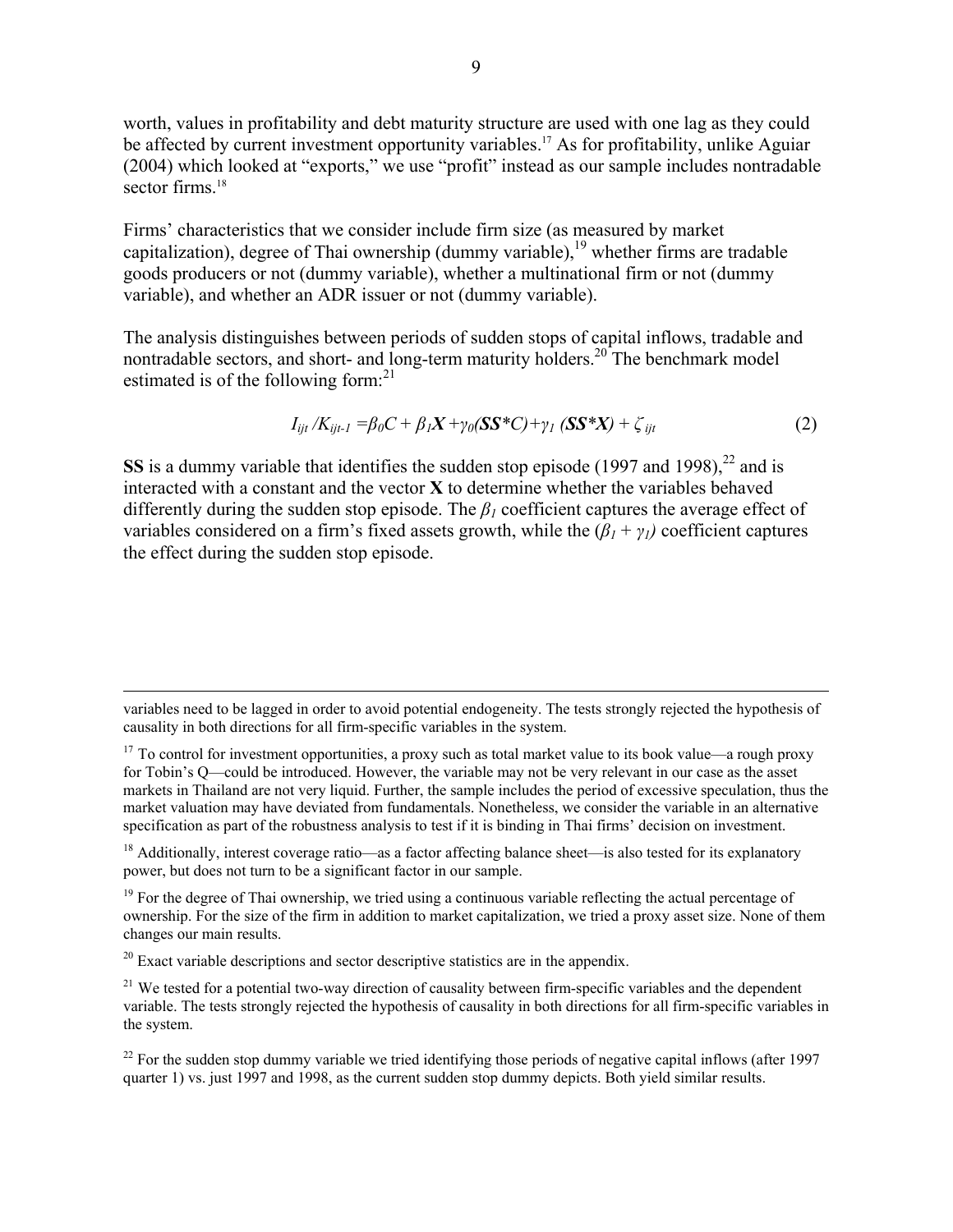worth, values in profitability and debt maturity structure are used with one lag as they could be affected by current investment opportunity variables.[17] As for profitability, unlike Aguiar (2004) which looked at "exports," we use "profit" instead as our sample includes nontradable sector firms.[18]

Firms' characteristics that we consider include firm size (as measured by market capitalization), degree of Thai ownership (dummy variable),[19] whether firms are tradable goods producers or not (dummy variable), whether a multinational firm or not (dummy variable), and whether an ADR issuer or not (dummy variable).

The analysis distinguishes between periods of sudden stops of capital inflows, tradable and nontradable sectors, and short- and long-term maturity holders.[20] The benchmark model estimated is of the following form:[21]

$$I_{ijt} / K_{ijt-1} = \beta_0 C + \beta_1 \mathbf{X} + \gamma_0 (\mathbf{SS}^* C) + \gamma_1 (\mathbf{SS}^* \mathbf{X}) + \zeta_{ijt} \tag{2}$$

**SS** is a dummy variable that identifies the sudden stop episode (1997 and 1998),[22] and is interacted with a constant and the vector **X** to determine whether the variables behaved differently during the sudden stop episode. The $\beta_1$ coefficient captures the average effect of variables considered on a firm's fixed assets growth, while the $(\beta_1 + \gamma_1)$ coefficient captures the effect during the sudden stop episode.

---

variables need to be lagged in order to avoid potential endogeneity. The tests strongly rejected the hypothesis of causality in both directions for all firm-specific variables in the system.

[17] To control for investment opportunities, a proxy such as total market value to its book value—a rough proxy for Tobin's Q—could be introduced. However, the variable may not be very relevant in our case as the asset markets in Thailand are not very liquid. Further, the sample includes the period of excessive speculation, thus the market valuation may have deviated from fundamentals. Nonetheless, we consider the variable in an alternative specification as part of the robustness analysis to test if it is binding in Thai firms' decision on investment.

[18] Additionally, interest coverage ratio—as a factor affecting balance sheet—is also tested for its explanatory power, but does not turn to be a significant factor in our sample.

[19] For the degree of Thai ownership, we tried using a continuous variable reflecting the actual percentage of ownership. For the size of the firm in addition to market capitalization, we tried a proxy asset size. None of them changes our main results.

[20] Exact variable descriptions and sector descriptive statistics are in the appendix.

[21] We tested for a potential two-way direction of causality between firm-specific variables and the dependent variable. The tests strongly rejected the hypothesis of causality in both directions for all firm-specific variables in the system.

[22] For the sudden stop dummy variable we tried identifying those periods of negative capital inflows (after 1997 quarter 1) vs. just 1997 and 1998, as the current sudden stop dummy depicts. Both yield similar results.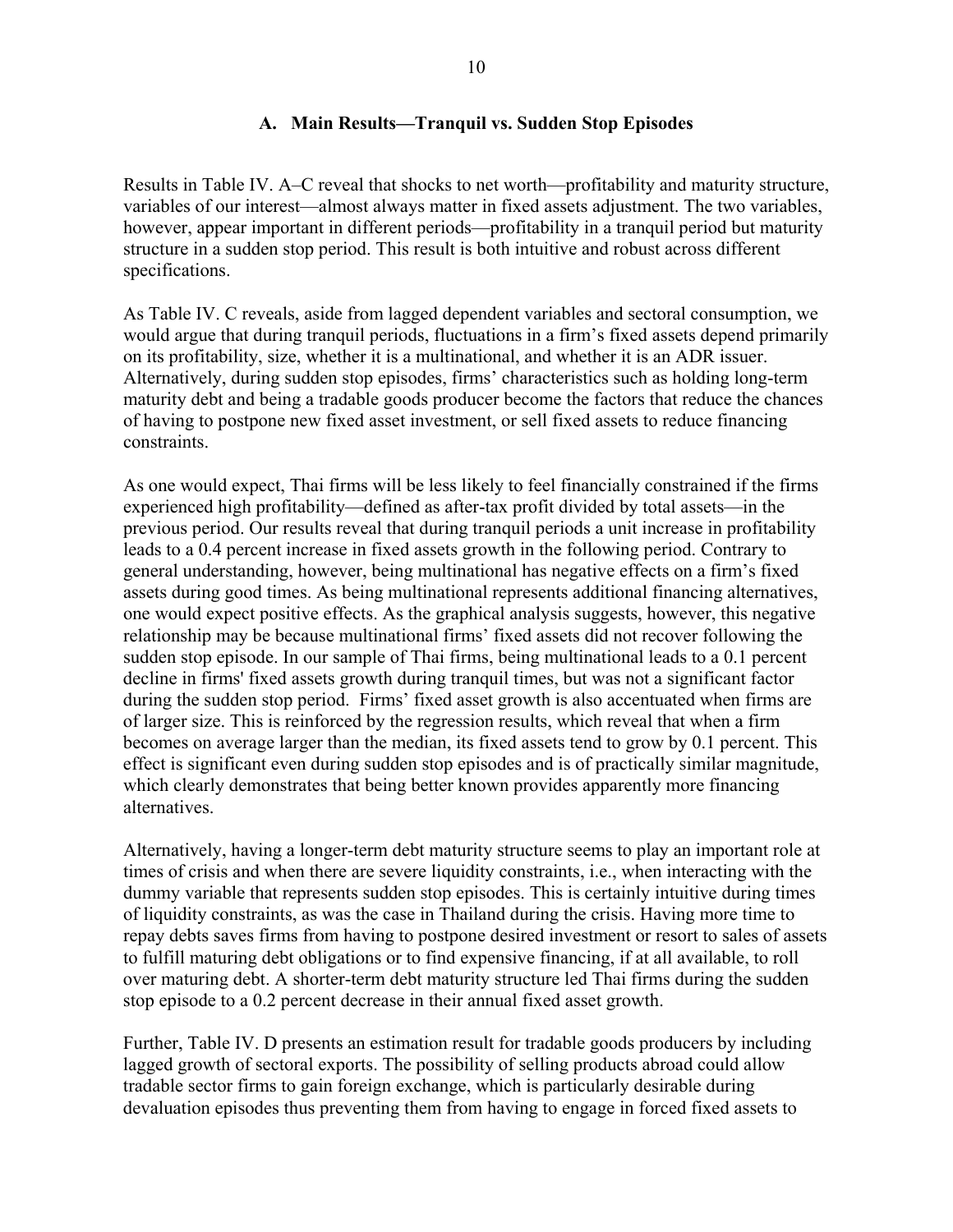### A. Main Results—Tranquil vs. Sudden Stop Episodes

Results in Table IV. A–C reveal that shocks to net worth—profitability and maturity structure, variables of our interest—almost always matter in fixed assets adjustment. The two variables, however, appear important in different periods—profitability in a tranquil period but maturity structure in a sudden stop period. This result is both intuitive and robust across different specifications.

As Table IV. C reveals, aside from lagged dependent variables and sectoral consumption, we would argue that during tranquil periods, fluctuations in a firm's fixed assets depend primarily on its profitability, size, whether it is a multinational, and whether it is an ADR issuer. Alternatively, during sudden stop episodes, firms' characteristics such as holding long-term maturity debt and being a tradable goods producer become the factors that reduce the chances of having to postpone new fixed asset investment, or sell fixed assets to reduce financing constraints.

As one would expect, Thai firms will be less likely to feel financially constrained if the firms experienced high profitability—defined as after-tax profit divided by total assets—in the previous period. Our results reveal that during tranquil periods a unit increase in profitability leads to a 0.4 percent increase in fixed assets growth in the following period. Contrary to general understanding, however, being multinational has negative effects on a firm's fixed assets during good times. As being multinational represents additional financing alternatives, one would expect positive effects. As the graphical analysis suggests, however, this negative relationship may be because multinational firms' fixed assets did not recover following the sudden stop episode. In our sample of Thai firms, being multinational leads to a 0.1 percent decline in firms' fixed assets growth during tranquil times, but was not a significant factor during the sudden stop period. Firms' fixed asset growth is also accentuated when firms are of larger size. This is reinforced by the regression results, which reveal that when a firm becomes on average larger than the median, its fixed assets tend to grow by 0.1 percent. This effect is significant even during sudden stop episodes and is of practically similar magnitude, which clearly demonstrates that being better known provides apparently more financing alternatives.

Alternatively, having a longer-term debt maturity structure seems to play an important role at times of crisis and when there are severe liquidity constraints, i.e., when interacting with the dummy variable that represents sudden stop episodes. This is certainly intuitive during times of liquidity constraints, as was the case in Thailand during the crisis. Having more time to repay debts saves firms from having to postpone desired investment or resort to sales of assets to fulfill maturing debt obligations or to find expensive financing, if at all available, to roll over maturing debt. A shorter-term debt maturity structure led Thai firms during the sudden stop episode to a 0.2 percent decrease in their annual fixed asset growth.

Further, Table IV. D presents an estimation result for tradable goods producers by including lagged growth of sectoral exports. The possibility of selling products abroad could allow tradable sector firms to gain foreign exchange, which is particularly desirable during devaluation episodes thus preventing them from having to engage in forced fixed assets to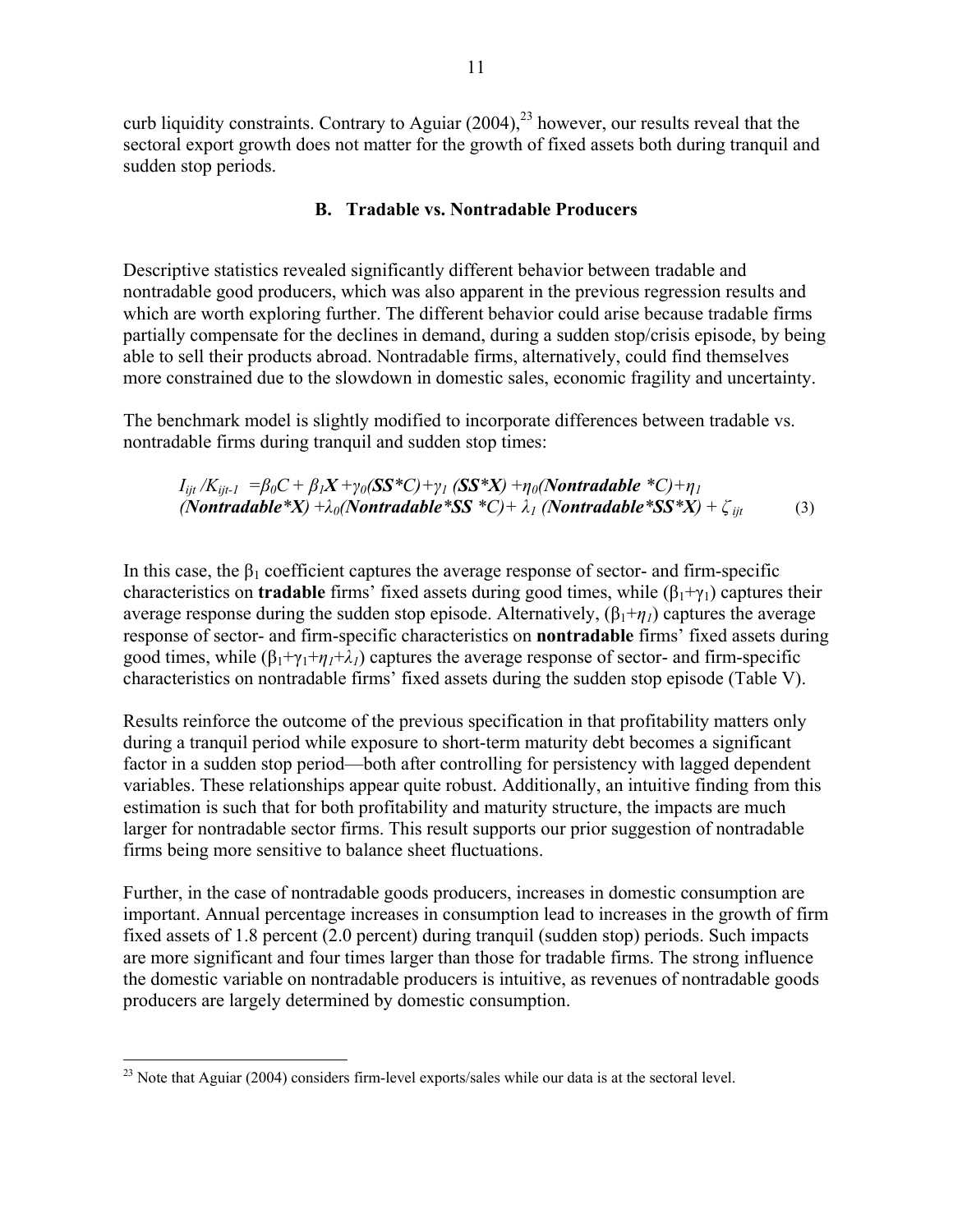curb liquidity constraints. Contrary to Aguiar (2004),[23] however, our results reveal that the sectoral export growth does not matter for the growth of fixed assets both during tranquil and sudden stop periods.

### B. Tradable vs. Nontradable Producers

Descriptive statistics revealed significantly different behavior between tradable and nontradable good producers, which was also apparent in the previous regression results and which are worth exploring further. The different behavior could arise because tradable firms partially compensate for the declines in demand, during a sudden stop/crisis episode, by being able to sell their products abroad. Nontradable firms, alternatively, could find themselves more constrained due to the slowdown in domestic sales, economic fragility and uncertainty.

The benchmark model is slightly modified to incorporate differences between tradable vs. nontradable firms during tranquil and sudden stop times:

$$I_{ijt}/K_{ijt-1} = \beta_0 C + \beta_1 \mathbf{X} + \gamma_0(\mathbf{SS}^*C) + \gamma_1(\mathbf{SS}^*\mathbf{X}) + \eta_0(\mathbf{Nontradable}^*C) + \eta_1(\mathbf{Nontradable}^*\mathbf{X}) + \lambda_0(\mathbf{Nontradable}^*\mathbf{SS}^*C) + \lambda_1(\mathbf{Nontradable}^*\mathbf{SS}^*\mathbf{X}) + \zeta_{ijt} \quad (3)$$

In this case, the $\beta_1$ coefficient captures the average response of sector- and firm-specific characteristics on **tradable** firms' fixed assets during good times, while $(\beta_1+\gamma_1)$ captures their average response during the sudden stop episode. Alternatively, $(\beta_1+\eta_1)$ captures the average response of sector- and firm-specific characteristics on **nontradable** firms' fixed assets during good times, while $(\beta_1+\gamma_1+\eta_1+\lambda_1)$ captures the average response of sector- and firm-specific characteristics on nontradable firms' fixed assets during the sudden stop episode (Table V).

Results reinforce the outcome of the previous specification in that profitability matters only during a tranquil period while exposure to short-term maturity debt becomes a significant factor in a sudden stop period—both after controlling for persistency with lagged dependent variables. These relationships appear quite robust. Additionally, an intuitive finding from this estimation is such that for both profitability and maturity structure, the impacts are much larger for nontradable sector firms. This result supports our prior suggestion of nontradable firms being more sensitive to balance sheet fluctuations.

Further, in the case of nontradable goods producers, increases in domestic consumption are important. Annual percentage increases in consumption lead to increases in the growth of firm fixed assets of 1.8 percent (2.0 percent) during tranquil (sudden stop) periods. Such impacts are more significant and four times larger than those for tradable firms. The strong influence the domestic variable on nontradable producers is intuitive, as revenues of nontradable goods producers are largely determined by domestic consumption.

[23] Note that Aguiar (2004) considers firm-level exports/sales while our data is at the sectoral level.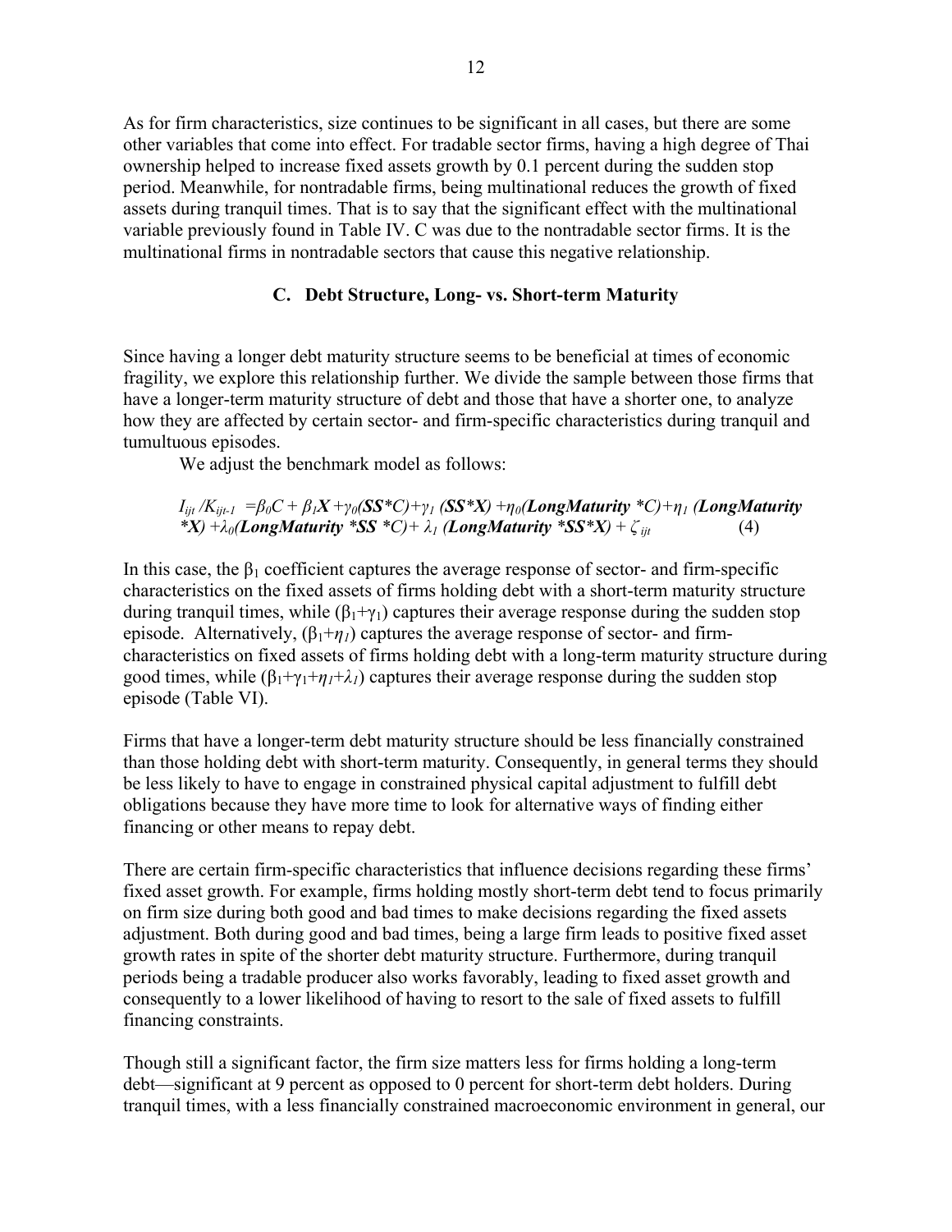As for firm characteristics, size continues to be significant in all cases, but there are some other variables that come into effect. For tradable sector firms, having a high degree of Thai ownership helped to increase fixed assets growth by 0.1 percent during the sudden stop period. Meanwhile, for nontradable firms, being multinational reduces the growth of fixed assets during tranquil times. That is to say that the significant effect with the multinational variable previously found in Table IV. C was due to the nontradable sector firms. It is the multinational firms in nontradable sectors that cause this negative relationship.

### C. Debt Structure, Long- vs. Short-term Maturity

Since having a longer debt maturity structure seems to be beneficial at times of economic fragility, we explore this relationship further. We divide the sample between those firms that have a longer-term maturity structure of debt and those that have a shorter one, to analyze how they are affected by certain sector- and firm-specific characteristics during tranquil and tumultuous episodes.

We adjust the benchmark model as follows:

$$I_{ijt}/K_{ijt-1} = \beta_0 C + \beta_1 \boldsymbol{X} + \gamma_0(\boldsymbol{SS*C}) + \gamma_1(\boldsymbol{SS*X}) + \eta_0(\boldsymbol{LongMaturity*C}) + \eta_1(\boldsymbol{LongMaturity*X}) + \lambda_0(\boldsymbol{LongMaturity*SS*C}) + \lambda_1(\boldsymbol{LongMaturity*SS*X}) + \zeta_{ijt} \qquad (4)$$

In this case, the $\beta_1$ coefficient captures the average response of sector- and firm-specific characteristics on the fixed assets of firms holding debt with a short-term maturity structure during tranquil times, while $(\beta_1+\gamma_1)$ captures their average response during the sudden stop episode. Alternatively, $(\beta_1+\eta_1)$ captures the average response of sector- and firm-characteristics on fixed assets of firms holding debt with a long-term maturity structure during good times, while $(\beta_1+\gamma_1+\eta_1+\lambda_1)$ captures their average response during the sudden stop episode (Table VI).

Firms that have a longer-term debt maturity structure should be less financially constrained than those holding debt with short-term maturity. Consequently, in general terms they should be less likely to have to engage in constrained physical capital adjustment to fulfill debt obligations because they have more time to look for alternative ways of finding either financing or other means to repay debt.

There are certain firm-specific characteristics that influence decisions regarding these firms' fixed asset growth. For example, firms holding mostly short-term debt tend to focus primarily on firm size during both good and bad times to make decisions regarding the fixed assets adjustment. Both during good and bad times, being a large firm leads to positive fixed asset growth rates in spite of the shorter debt maturity structure. Furthermore, during tranquil periods being a tradable producer also works favorably, leading to fixed asset growth and consequently to a lower likelihood of having to resort to the sale of fixed assets to fulfill financing constraints.

Though still a significant factor, the firm size matters less for firms holding a long-term debt—significant at 9 percent as opposed to 0 percent for short-term debt holders. During tranquil times, with a less financially constrained macroeconomic environment in general, our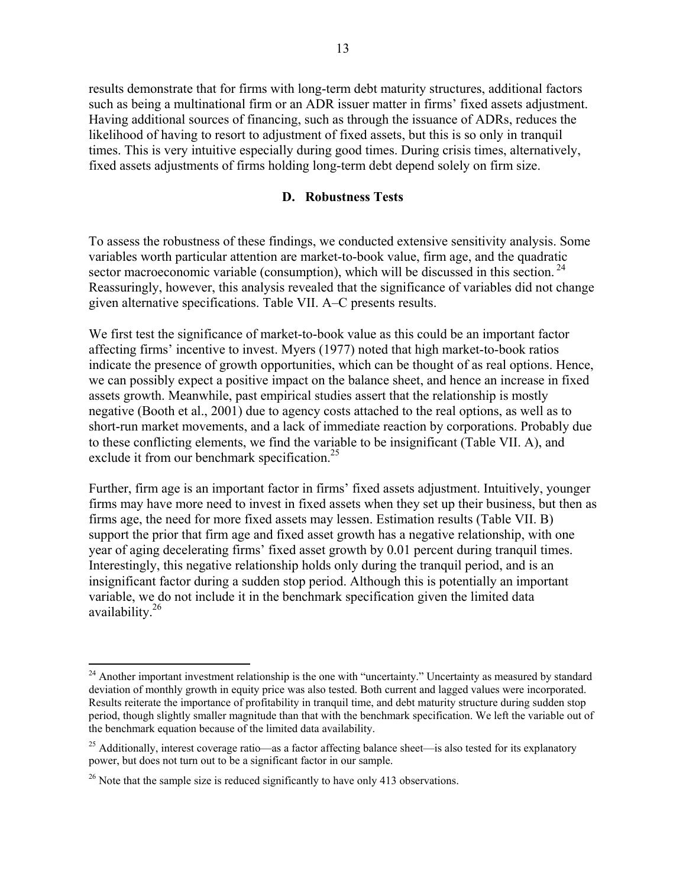results demonstrate that for firms with long-term debt maturity structures, additional factors such as being a multinational firm or an ADR issuer matter in firms' fixed assets adjustment. Having additional sources of financing, such as through the issuance of ADRs, reduces the likelihood of having to resort to adjustment of fixed assets, but this is so only in tranquil times. This is very intuitive especially during good times. During crisis times, alternatively, fixed assets adjustments of firms holding long-term debt depend solely on firm size.

### D. Robustness Tests

To assess the robustness of these findings, we conducted extensive sensitivity analysis. Some variables worth particular attention are market-to-book value, firm age, and the quadratic sector macroeconomic variable (consumption), which will be discussed in this section. [24] Reassuringly, however, this analysis revealed that the significance of variables did not change given alternative specifications. Table VII. A–C presents results.

We first test the significance of market-to-book value as this could be an important factor affecting firms' incentive to invest. Myers (1977) noted that high market-to-book ratios indicate the presence of growth opportunities, which can be thought of as real options. Hence, we can possibly expect a positive impact on the balance sheet, and hence an increase in fixed assets growth. Meanwhile, past empirical studies assert that the relationship is mostly negative (Booth et al., 2001) due to agency costs attached to the real options, as well as to short-run market movements, and a lack of immediate reaction by corporations. Probably due to these conflicting elements, we find the variable to be insignificant (Table VII. A), and exclude it from our benchmark specification.[25]

Further, firm age is an important factor in firms' fixed assets adjustment. Intuitively, younger firms may have more need to invest in fixed assets when they set up their business, but then as firms age, the need for more fixed assets may lessen. Estimation results (Table VII. B) support the prior that firm age and fixed asset growth has a negative relationship, with one year of aging decelerating firms' fixed asset growth by 0.01 percent during tranquil times. Interestingly, this negative relationship holds only during the tranquil period, and is an insignificant factor during a sudden stop period. Although this is potentially an important variable, we do not include it in the benchmark specification given the limited data availability.[26]

---

[24] Another important investment relationship is the one with "uncertainty." Uncertainty as measured by standard deviation of monthly growth in equity price was also tested. Both current and lagged values were incorporated. Results reiterate the importance of profitability in tranquil time, and debt maturity structure during sudden stop period, though slightly smaller magnitude than that with the benchmark specification. We left the variable out of the benchmark equation because of the limited data availability.

[25] Additionally, interest coverage ratio—as a factor affecting balance sheet—is also tested for its explanatory power, but does not turn out to be a significant factor in our sample.

[26] Note that the sample size is reduced significantly to have only 413 observations.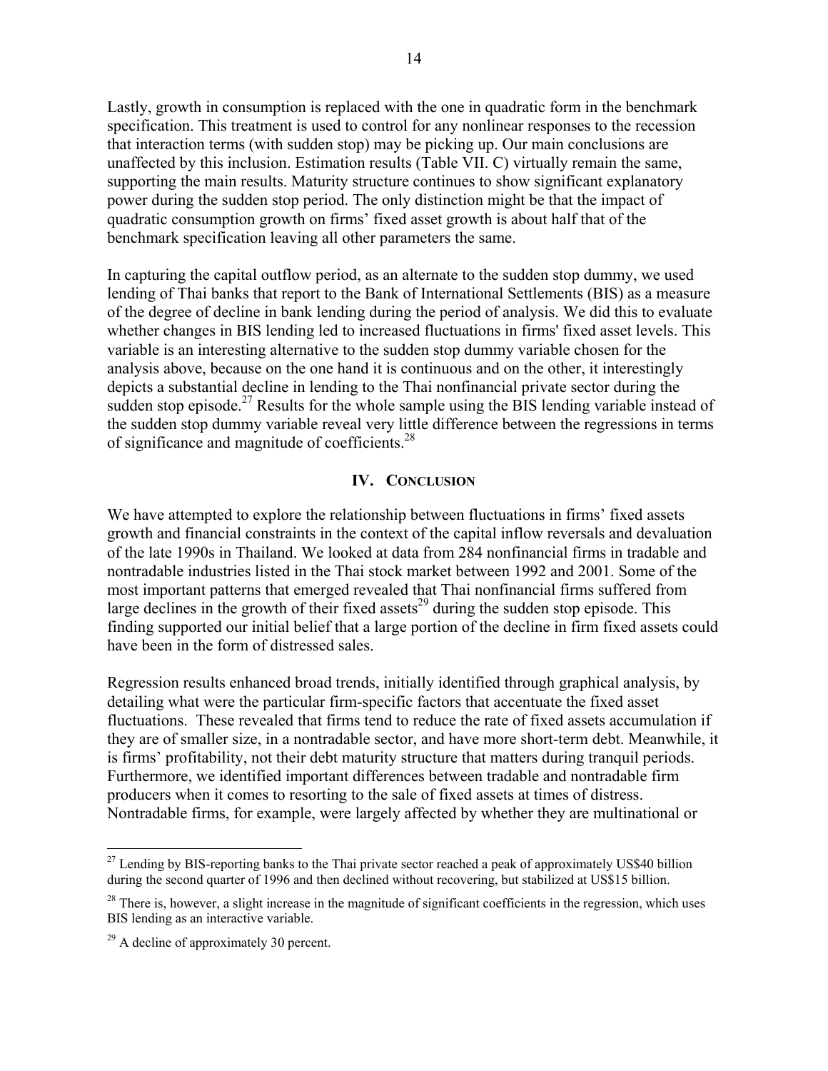Lastly, growth in consumption is replaced with the one in quadratic form in the benchmark specification. This treatment is used to control for any nonlinear responses to the recession that interaction terms (with sudden stop) may be picking up. Our main conclusions are unaffected by this inclusion. Estimation results (Table VII. C) virtually remain the same, supporting the main results. Maturity structure continues to show significant explanatory power during the sudden stop period. The only distinction might be that the impact of quadratic consumption growth on firms' fixed asset growth is about half that of the benchmark specification leaving all other parameters the same.

In capturing the capital outflow period, as an alternate to the sudden stop dummy, we used lending of Thai banks that report to the Bank of International Settlements (BIS) as a measure of the degree of decline in bank lending during the period of analysis. We did this to evaluate whether changes in BIS lending led to increased fluctuations in firms' fixed asset levels. This variable is an interesting alternative to the sudden stop dummy variable chosen for the analysis above, because on the one hand it is continuous and on the other, it interestingly depicts a substantial decline in lending to the Thai nonfinancial private sector during the sudden stop episode.[27] Results for the whole sample using the BIS lending variable instead of the sudden stop dummy variable reveal very little difference between the regressions in terms of significance and magnitude of coefficients.[28]

## IV. Conclusion

We have attempted to explore the relationship between fluctuations in firms' fixed assets growth and financial constraints in the context of the capital inflow reversals and devaluation of the late 1990s in Thailand. We looked at data from 284 nonfinancial firms in tradable and nontradable industries listed in the Thai stock market between 1992 and 2001. Some of the most important patterns that emerged revealed that Thai nonfinancial firms suffered from large declines in the growth of their fixed assets[29] during the sudden stop episode. This finding supported our initial belief that a large portion of the decline in firm fixed assets could have been in the form of distressed sales.

Regression results enhanced broad trends, initially identified through graphical analysis, by detailing what were the particular firm-specific factors that accentuate the fixed asset fluctuations. These revealed that firms tend to reduce the rate of fixed assets accumulation if they are of smaller size, in a nontradable sector, and have more short-term debt. Meanwhile, it is firms' profitability, not their debt maturity structure that matters during tranquil periods. Furthermore, we identified important differences between tradable and nontradable firm producers when it comes to resorting to the sale of fixed assets at times of distress. Nontradable firms, for example, were largely affected by whether they are multinational or

---

[27] Lending by BIS-reporting banks to the Thai private sector reached a peak of approximately US$40 billion during the second quarter of 1996 and then declined without recovering, but stabilized at US$15 billion.

[28] There is, however, a slight increase in the magnitude of significant coefficients in the regression, which uses BIS lending as an interactive variable.

[29] A decline of approximately 30 percent.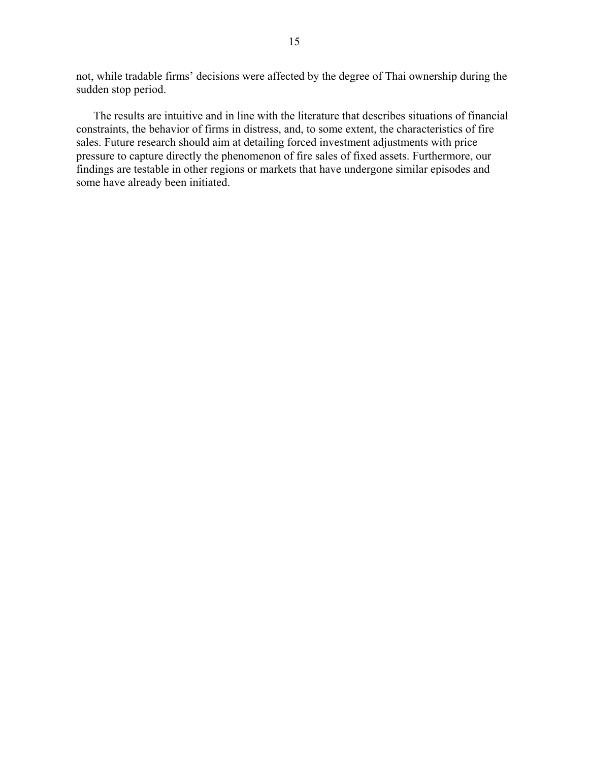not, while tradable firms' decisions were affected by the degree of Thai ownership during the sudden stop period.

The results are intuitive and in line with the literature that describes situations of financial constraints, the behavior of firms in distress, and, to some extent, the characteristics of fire sales. Future research should aim at detailing forced investment adjustments with price pressure to capture directly the phenomenon of fire sales of fixed assets. Furthermore, our findings are testable in other regions or markets that have undergone similar episodes and some have already been initiated.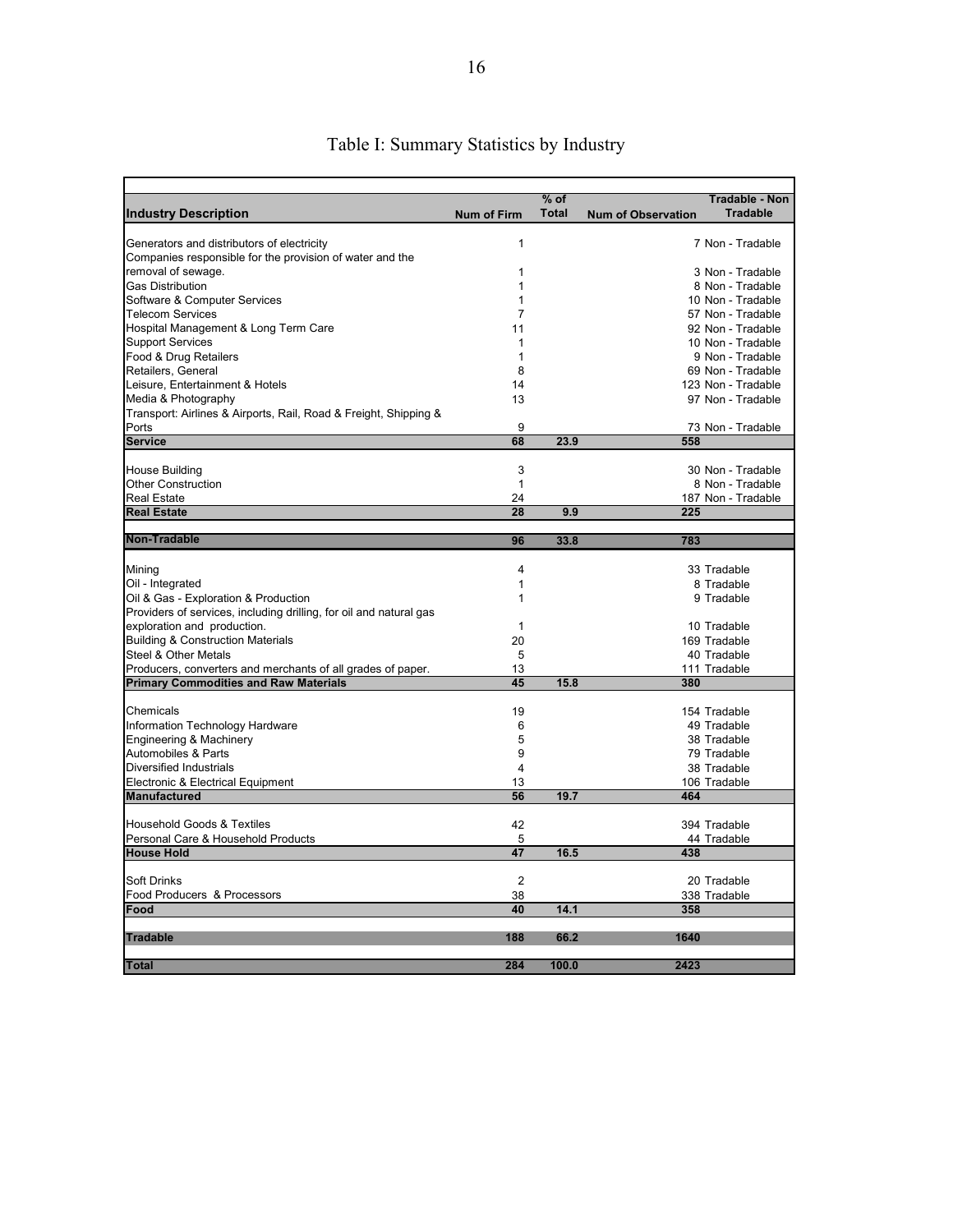# Table I: Summary Statistics by Industry

| Industry Description | Num of Firm | % of Total | Num of Observation | Tradable - Non Tradable |
|---|---|---|---|---|
| Generators and distributors of electricity | 1 | | 7 | Non - Tradable |
| Companies responsible for the provision of water and the removal of sewage. | 1 | | 3 | Non - Tradable |
| Gas Distribution | 1 | | 8 | Non - Tradable |
| Software & Computer Services | 1 | | 10 | Non - Tradable |
| Telecom Services | 7 | | 57 | Non - Tradable |
| Hospital Management & Long Term Care | 11 | | 92 | Non - Tradable |
| Support Services | 1 | | 10 | Non - Tradable |
| Food & Drug Retailers | 1 | | 9 | Non - Tradable |
| Retailers, General | 8 | | 69 | Non - Tradable |
| Leisure, Entertainment & Hotels | 14 | | 123 | Non - Tradable |
| Media & Photography | 13 | | 97 | Non - Tradable |
| Transport: Airlines & Airports, Rail, Road & Freight, Shipping & Ports | 9 | | 73 | Non - Tradable |
| **Service** | **68** | **23.9** | **558** | |
| House Building | 3 | | 30 | Non - Tradable |
| Other Construction | 1 | | 8 | Non - Tradable |
| Real Estate | 24 | | 187 | Non - Tradable |
| **Real Estate** | **28** | **9.9** | **225** | |
| **Non-Tradable** | **96** | **33.8** | **783** | |
| Mining | 4 | | 33 | Tradable |
| Oil - Integrated | 1 | | 8 | Tradable |
| Oil & Gas - Exploration & Production | 1 | | 9 | Tradable |
| Providers of services, including drilling, for oil and natural gas exploration and production. | 1 | | 10 | Tradable |
| Building & Construction Materials | 20 | | 169 | Tradable |
| Steel & Other Metals | 5 | | 40 | Tradable |
| Producers, converters and merchants of all grades of paper. | 13 | | 111 | Tradable |
| **Primary Commodities and Raw Materials** | **45** | **15.8** | **380** | |
| Chemicals | 19 | | 154 | Tradable |
| Information Technology Hardware | 6 | | 49 | Tradable |
| Engineering & Machinery | 5 | | 38 | Tradable |
| Automobiles & Parts | 9 | | 79 | Tradable |
| Diversified Industrials | 4 | | 38 | Tradable |
| Electronic & Electrical Equipment | 13 | | 106 | Tradable |
| **Manufactured** | **56** | **19.7** | **464** | |
| Household Goods & Textiles | 42 | | 394 | Tradable |
| Personal Care & Household Products | 5 | | 44 | Tradable |
| **House Hold** | **47** | **16.5** | **438** | |
| Soft Drinks | 2 | | 20 | Tradable |
| Food Producers & Processors | 38 | | 338 | Tradable |
| **Food** | **40** | **14.1** | **358** | |
| **Tradable** | **188** | **66.2** | **1640** | |
| **Total** | **284** | **100.0** | **2423** | |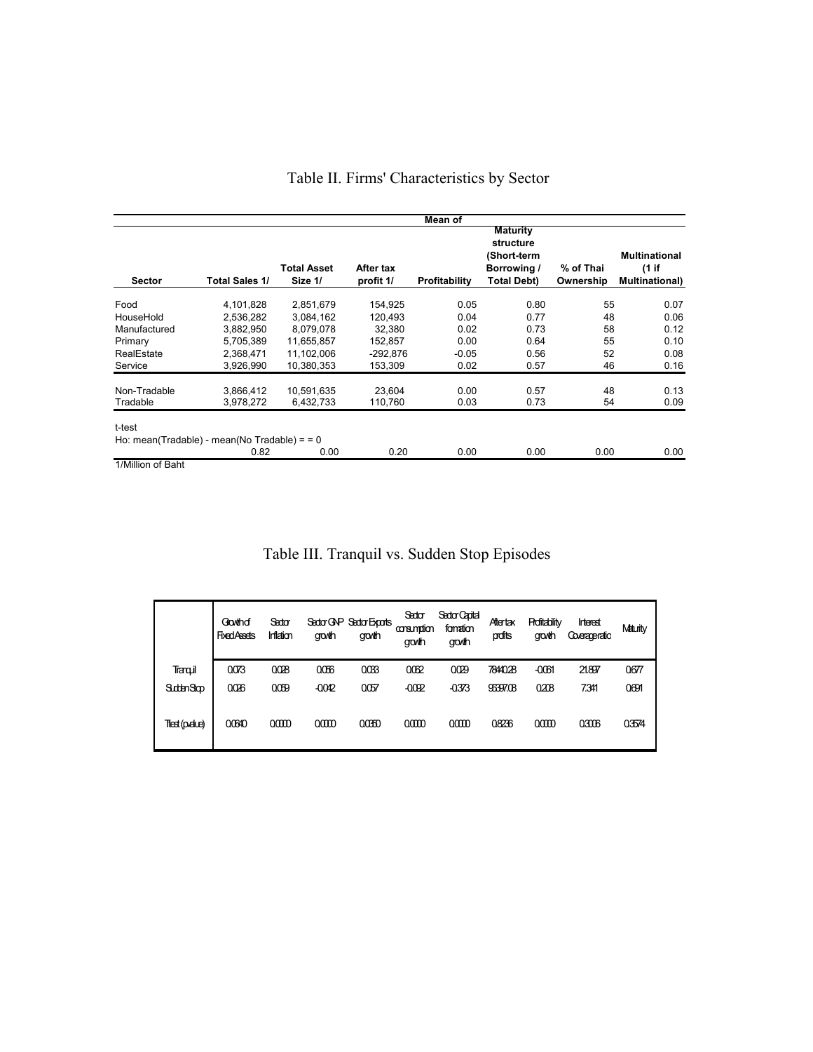# Table II. Firms' Characteristics by Sector

| | Mean of | | | | | | |
|---|---|---|---|---|---|---|---|
| Sector | Total Sales 1/ | Total Asset Size 1/ | After tax profit 1/ | Profitability | Maturity structure (Short-term Borrowing / Total Debt) | % of Thai Ownership | Multinational (1 if Multinational) |
| Food | 4,101,828 | 2,851,679 | 154,925 | 0.05 | 0.80 | 55 | 0.07 |
| HouseHold | 2,536,282 | 3,084,162 | 120,493 | 0.04 | 0.77 | 48 | 0.06 |
| Manufactured | 3,882,950 | 8,079,078 | 32,380 | 0.02 | 0.73 | 58 | 0.12 |
| Primary | 5,705,389 | 11,655,857 | 152,857 | 0.00 | 0.64 | 55 | 0.10 |
| RealEstate | 2,368,471 | 11,102,006 | -292,876 | -0.05 | 0.56 | 52 | 0.08 |
| Service | 3,926,990 | 10,380,353 | 153,309 | 0.02 | 0.57 | 46 | 0.16 |
| Non-Tradable | 3,866,412 | 10,591,635 | 23,604 | 0.00 | 0.57 | 48 | 0.13 |
| Tradable | 3,978,272 | 6,432,733 | 110,760 | 0.03 | 0.73 | 54 | 0.09 |
| t-test<br>Ho: mean(Tradable) - mean(No Tradable) = = 0 | 0.82 | 0.00 | 0.20 | 0.00 | 0.00 | 0.00 | 0.00 |

1/Million of Baht

# Table III. Tranquil vs. Sudden Stop Episodes

| | Growth of Fixed Assets | Sector Inflation | Sector GNP growth | Sector Exports growth | Sector consumption growth | Sector Capital formation growth | After tax profits | Profitability growth | Interest Coverage ratio | Maturity |
|---|---|---|---|---|---|---|---|---|---|---|
| Tranquil | 0.073 | 0.028 | 0.056 | 0.033 | 0.052 | 0.029 | 78440.28 | -0.061 | 21.897 | 0.677 |
| Sudden Stop | 0.026 | 0.059 | -0.042 | 0.057 | -0.092 | -0.373 | 95397.08 | 0.208 | 7.341 | 0.691 |
| Ttest (pvalue) | 0.0640 | 0.0000 | 0.0000 | 0.0350 | 0.0000 | 0.0000 | 0.8236 | 0.0000 | 0.3006 | 0.3574 |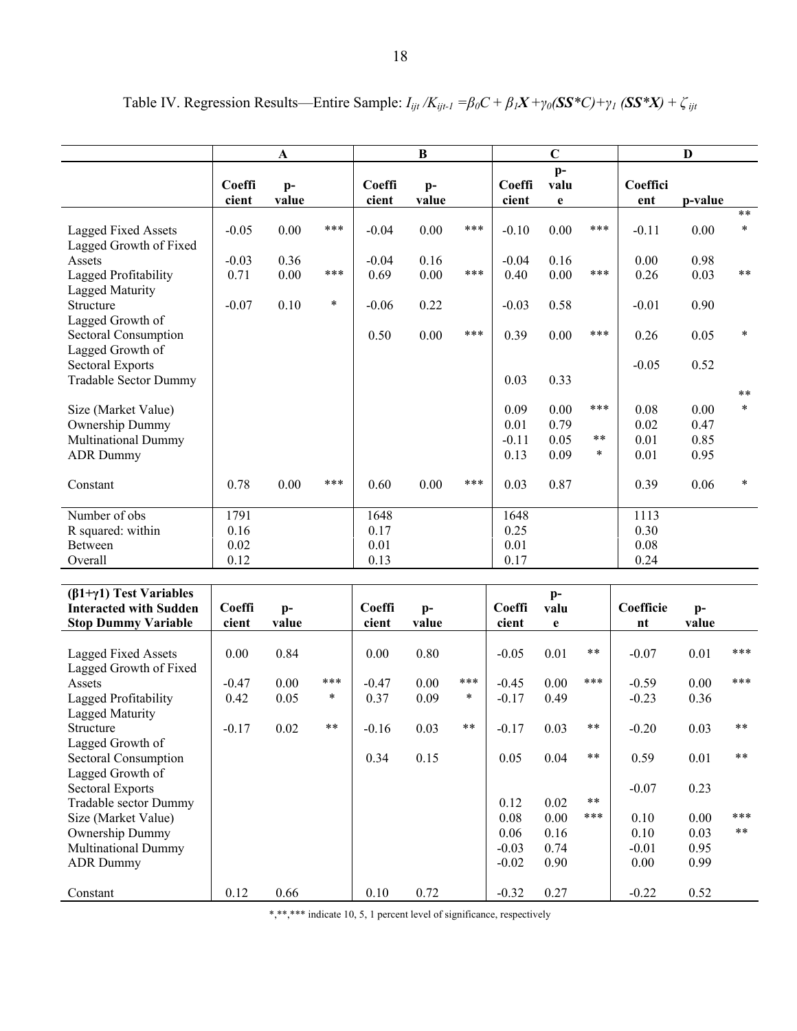Table IV. Regression Results—Entire Sample: $I_{ijt}/K_{ijt-1} = \beta_0 C + \beta_1 \boldsymbol{X} + \gamma_0(\boldsymbol{SS}*C) + \gamma_1(\boldsymbol{SS}*\boldsymbol{X}) + \zeta_{ijt}$

| | A | | | B | | | C | | | D | | |
|---|---|---|---|---|---|---|---|---|---|---|---|---|
| | Coefficient | p-value | | Coefficient | p-value | | Coefficient | p-value | | Coefficient | p-value | |
| Lagged Fixed Assets | -0.05 | 0.00 | *** | -0.04 | 0.00 | *** | -0.10 | 0.00 | *** | -0.11 | 0.00 | *** |
| Lagged Growth of Fixed Assets | -0.03 | 0.36 | | -0.04 | 0.16 | | -0.04 | 0.16 | | 0.00 | 0.98 | |
| Lagged Profitability | 0.71 | 0.00 | *** | 0.69 | 0.00 | *** | 0.40 | 0.00 | *** | 0.26 | 0.03 | ** |
| Lagged Maturity Structure | -0.07 | 0.10 | * | -0.06 | 0.22 | | -0.03 | 0.58 | | -0.01 | 0.90 | |
| Lagged Growth of Sectoral Consumption | | | | 0.50 | 0.00 | *** | 0.39 | 0.00 | *** | 0.26 | 0.05 | * |
| Lagged Growth of Sectoral Exports | | | | | | | | | | -0.05 | 0.52 | |
| Tradable Sector Dummy | | | | | | | 0.03 | 0.33 | | | | |
| Size (Market Value) | | | | | | | 0.09 | 0.00 | *** | 0.08 | 0.00 | *** |
| Ownership Dummy | | | | | | | 0.01 | 0.79 | | 0.02 | 0.47 | |
| Multinational Dummy | | | | | | | -0.11 | 0.05 | ** | 0.01 | 0.85 | |
| ADR Dummy | | | | | | | 0.13 | 0.09 | * | 0.01 | 0.95 | |
| Constant | 0.78 | 0.00 | *** | 0.60 | 0.00 | *** | 0.03 | 0.87 | | 0.39 | 0.06 | * |
| Number of obs | 1791 | | | 1648 | | | 1648 | | | 1113 | | |
| R squared: within | 0.16 | | | 0.17 | | | 0.25 | | | 0.30 | | |
| Between | 0.02 | | | 0.01 | | | 0.01 | | | 0.08 | | |
| Overall | 0.12 | | | 0.13 | | | 0.17 | | | 0.24 | | |
| **($\beta_1$+$\gamma_1$) Test Variables Interacted with Sudden Stop Dummy Variable** | **Coefficient** | **p-value** | | **Coefficient** | **p-value** | | **Coefficient** | **p-value** | | **Coefficient** | **p-value** | |
| Lagged Fixed Assets | 0.00 | 0.84 | | 0.00 | 0.80 | | -0.05 | 0.01 | ** | -0.07 | 0.01 | *** |
| Lagged Growth of Fixed Assets | -0.47 | 0.00 | *** | -0.47 | 0.00 | *** | -0.45 | 0.00 | *** | -0.59 | 0.00 | *** |
| Lagged Profitability | 0.42 | 0.05 | * | 0.37 | 0.09 | * | -0.17 | 0.49 | | -0.23 | 0.36 | |
| Lagged Maturity Structure | -0.17 | 0.02 | ** | -0.16 | 0.03 | ** | -0.17 | 0.03 | ** | -0.20 | 0.03 | ** |
| Lagged Growth of Sectoral Consumption | | | | 0.34 | 0.15 | | 0.05 | 0.04 | ** | 0.59 | 0.01 | ** |
| Lagged Growth of Sectoral Exports | | | | | | | | | | -0.07 | 0.23 | |
| Tradable sector Dummy | | | | | | | 0.12 | 0.02 | ** | | | |
| Size (Market Value) | | | | | | | 0.08 | 0.00 | *** | 0.10 | 0.00 | *** |
| Ownership Dummy | | | | | | | 0.06 | 0.16 | | 0.10 | 0.03 | ** |
| Multinational Dummy | | | | | | | -0.03 | 0.74 | | -0.01 | 0.95 | |
| ADR Dummy | | | | | | | -0.02 | 0.90 | | 0.00 | 0.99 | |
| Constant | 0.12 | 0.66 | | 0.10 | 0.72 | | -0.32 | 0.27 | | -0.22 | 0.52 | |

*,**,*** indicate 10, 5, 1 percent level of significance, respectively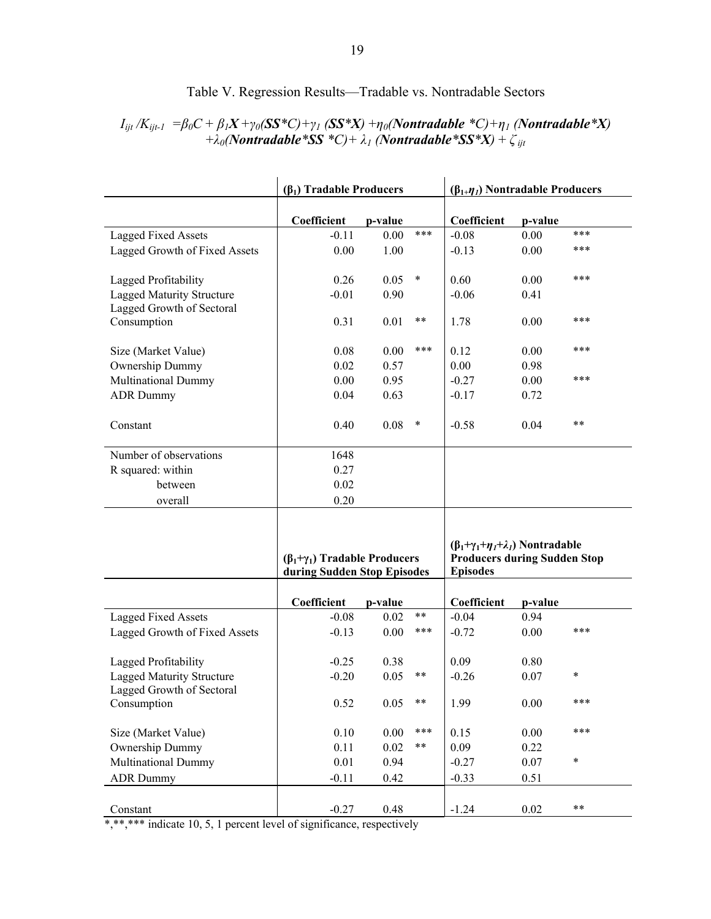# Table V. Regression Results—Tradable vs. Nontradable Sectors

$$I_{ijt}/K_{ijt-1} = \beta_0 C + \beta_1 \boldsymbol{X} + \gamma_0(\boldsymbol{SS}^*C) + \gamma_1(\boldsymbol{SS}^*\boldsymbol{X}) + \eta_0(\boldsymbol{Nontradable}\ ^*C) + \eta_1(\boldsymbol{Nontradable}^*\boldsymbol{X})$$
$$+ \lambda_0(\boldsymbol{Nontradable}^*\boldsymbol{SS}\ ^*C) + \lambda_1(\boldsymbol{Nontradable}^*\boldsymbol{SS}^*\boldsymbol{X}) + \zeta_{ijt}$$

| | **($\beta_1$) Tradable Producers** | | | **($\beta_1+\eta_1$) Nontradable Producers** | | |
|---|---|---|---|---|---|---|
| | **Coefficient** | **p-value** | | **Coefficient** | **p-value** | |
| Lagged Fixed Assets | -0.11 | 0.00 | *** | -0.08 | 0.00 | *** |
| Lagged Growth of Fixed Assets | 0.00 | 1.00 | | -0.13 | 0.00 | *** |
| Lagged Profitability | 0.26 | 0.05 | * | 0.60 | 0.00 | *** |
| Lagged Maturity Structure | -0.01 | 0.90 | | -0.06 | 0.41 | |
| Lagged Growth of Sectoral Consumption | 0.31 | 0.01 | ** | 1.78 | 0.00 | *** |
| Size (Market Value) | 0.08 | 0.00 | *** | 0.12 | 0.00 | *** |
| Ownership Dummy | 0.02 | 0.57 | | 0.00 | 0.98 | |
| Multinational Dummy | 0.00 | 0.95 | | -0.27 | 0.00 | *** |
| ADR Dummy | 0.04 | 0.63 | | -0.17 | 0.72 | |
| Constant | 0.40 | 0.08 | * | -0.58 | 0.04 | ** |
| Number of observations | 1648 | | | | | |
| R squared: within | 0.27 | | | | | |
| between | 0.02 | | | | | |
| overall | 0.20 | | | | | |

| | **($\beta_1+\gamma_1$) Tradable Producers during Sudden Stop Episodes** | | | **($\beta_1+\gamma_1+\eta_1+\lambda_1$) Nontradable Producers during Sudden Stop Episodes** | | |
|---|---|---|---|---|---|---|
| | **Coefficient** | **p-value** | | **Coefficient** | **p-value** | |
| Lagged Fixed Assets | -0.08 | 0.02 | ** | -0.04 | 0.94 | |
| Lagged Growth of Fixed Assets | -0.13 | 0.00 | *** | -0.72 | 0.00 | *** |
| Lagged Profitability | -0.25 | 0.38 | | 0.09 | 0.80 | |
| Lagged Maturity Structure | -0.20 | 0.05 | ** | -0.26 | 0.07 | * |
| Lagged Growth of Sectoral Consumption | 0.52 | 0.05 | ** | 1.99 | 0.00 | *** |
| Size (Market Value) | 0.10 | 0.00 | *** | 0.15 | 0.00 | *** |
| Ownership Dummy | 0.11 | 0.02 | ** | 0.09 | 0.22 | |
| Multinational Dummy | 0.01 | 0.94 | | -0.27 | 0.07 | * |
| ADR Dummy | -0.11 | 0.42 | | -0.33 | 0.51 | |
| Constant | -0.27 | 0.48 | | -1.24 | 0.02 | ** |

*,**,*** indicate 10, 5, 1 percent level of significance, respectively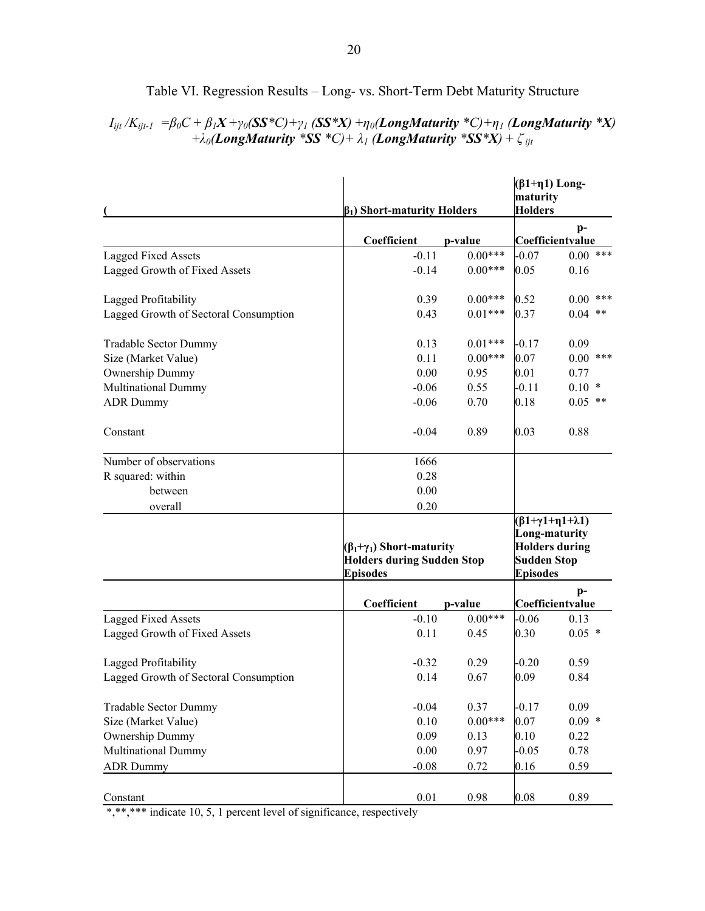Table VI. Regression Results – Long- vs. Short-Term Debt Maturity Structure

$$I_{ijt}/K_{ijt-1} = \beta_0 C + \beta_1 \boldsymbol{X} + \gamma_0 (\boldsymbol{SS*C}) + \gamma_1 (\boldsymbol{SS*X}) + \eta_0 (\boldsymbol{LongMaturity*C}) + \eta_1 (\boldsymbol{LongMaturity*X}) + \lambda_0 (\boldsymbol{LongMaturity*SS*C}) + \lambda_1 (\boldsymbol{LongMaturity*SS*X}) + \zeta_{ijt}$$

| ( | $\beta_1$) Short-maturity Holders | | ($\beta$1+$\eta$1) Long-maturity Holders | |
|---|---|---|---|---|
| | Coefficient | p-value | Coefficient | p-value |
| Lagged Fixed Assets | -0.11 | 0.00*** | -0.07 | 0.00 *** |
| Lagged Growth of Fixed Assets | -0.14 | 0.00*** | 0.05 | 0.16 |
| Lagged Profitability | 0.39 | 0.00*** | 0.52 | 0.00 *** |
| Lagged Growth of Sectoral Consumption | 0.43 | 0.01*** | 0.37 | 0.04 ** |
| Tradable Sector Dummy | 0.13 | 0.01*** | -0.17 | 0.09 |
| Size (Market Value) | 0.11 | 0.00*** | 0.07 | 0.00 *** |
| Ownership Dummy | 0.00 | 0.95 | 0.01 | 0.77 |
| Multinational Dummy | -0.06 | 0.55 | -0.11 | 0.10 * |
| ADR Dummy | -0.06 | 0.70 | 0.18 | 0.05 ** |
| Constant | -0.04 | 0.89 | 0.03 | 0.88 |
| Number of observations | 1666 | | | |
| R squared: within | 0.28 | | | |
| between | 0.00 | | | |
| overall | 0.20 | | | |
| | ($\beta_1$+$\gamma_1$) Short-maturity Holders during Sudden Stop Episodes | | ($\beta$1+$\gamma$1+$\eta$1+$\lambda$1) Long-maturity Holders during Sudden Stop Episodes | |
| | Coefficient | p-value | Coefficient | p-value |
| Lagged Fixed Assets | -0.10 | 0.00*** | -0.06 | 0.13 |
| Lagged Growth of Fixed Assets | 0.11 | 0.45 | 0.30 | 0.05 * |
| Lagged Profitability | -0.32 | 0.29 | -0.20 | 0.59 |
| Lagged Growth of Sectoral Consumption | 0.14 | 0.67 | 0.09 | 0.84 |
| Tradable Sector Dummy | -0.04 | 0.37 | -0.17 | 0.09 |
| Size (Market Value) | 0.10 | 0.00*** | 0.07 | 0.09 * |
| Ownership Dummy | 0.09 | 0.13 | 0.10 | 0.22 |
| Multinational Dummy | 0.00 | 0.97 | -0.05 | 0.78 |
| ADR Dummy | -0.08 | 0.72 | 0.16 | 0.59 |
| Constant | 0.01 | 0.98 | 0.08 | 0.89 |

*,**,*** indicate 10, 5, 1 percent level of significance, respectively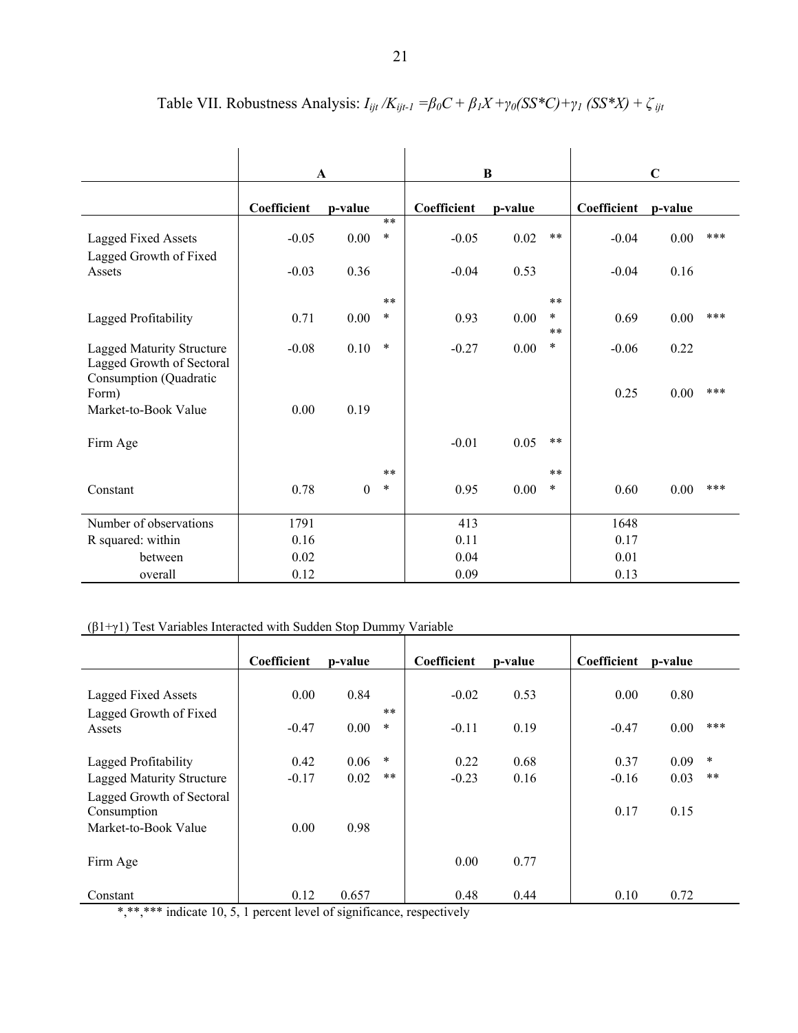Table VII. Robustness Analysis: $I_{ijt} /K_{ijt-1} = \beta_0 C + \beta_1 X + \gamma_0 (SS^*C) + \gamma_1 (SS^*X) + \zeta_{ijt}$

| | A | | | B | | | C | | |
|---|---|---|---|---|---|---|---|---|---|
| | Coefficient | p-value | | Coefficient | p-value | | Coefficient | p-value | |
| Lagged Fixed Assets | -0.05 | 0.00 | *** | -0.05 | 0.02 | ** | -0.04 | 0.00 | *** |
| Lagged Growth of Fixed Assets | -0.03 | 0.36 | | -0.04 | 0.53 | | -0.04 | 0.16 | |
| Lagged Profitability | 0.71 | 0.00 | *** | 0.93 | 0.00 | *** | 0.69 | 0.00 | *** |
| Lagged Maturity Structure | -0.08 | 0.10 | * | -0.27 | 0.00 | *** | -0.06 | 0.22 | |
| Lagged Growth of Sectoral Consumption (Quadratic Form) | | | | | | | 0.25 | 0.00 | *** |
| Market-to-Book Value | 0.00 | 0.19 | | | | | | | |
| Firm Age | | | | -0.01 | 0.05 | ** | | | |
| Constant | 0.78 | 0 | *** | 0.95 | 0.00 | *** | 0.60 | 0.00 | *** |
| Number of observations | 1791 | | | 413 | | | 1648 | | |
| R squared: within | 0.16 | | | 0.11 | | | 0.17 | | |
| between | 0.02 | | | 0.04 | | | 0.01 | | |
| overall | 0.12 | | | 0.09 | | | 0.13 | | |

($\beta1+\gamma1$) Test Variables Interacted with Sudden Stop Dummy Variable

| | Coefficient | p-value | | Coefficient | p-value | | Coefficient | p-value | |
|---|---|---|---|---|---|---|---|---|---|
| Lagged Fixed Assets | 0.00 | 0.84 | | -0.02 | 0.53 | | 0.00 | 0.80 | |
| Lagged Growth of Fixed Assets | -0.47 | 0.00 | *** | -0.11 | 0.19 | | -0.47 | 0.00 | *** |
| Lagged Profitability | 0.42 | 0.06 | * | 0.22 | 0.68 | | 0.37 | 0.09 | * |
| Lagged Maturity Structure | -0.17 | 0.02 | ** | -0.23 | 0.16 | | -0.16 | 0.03 | ** |
| Lagged Growth of Sectoral Consumption | | | | | | | 0.17 | 0.15 | |
| Market-to-Book Value | 0.00 | 0.98 | | | | | | | |
| Firm Age | | | | 0.00 | 0.77 | | | | |
| Constant | 0.12 | 0.657 | | 0.48 | 0.44 | | 0.10 | 0.72 | |

*,**,*** indicate 10, 5, 1 percent level of significance, respectively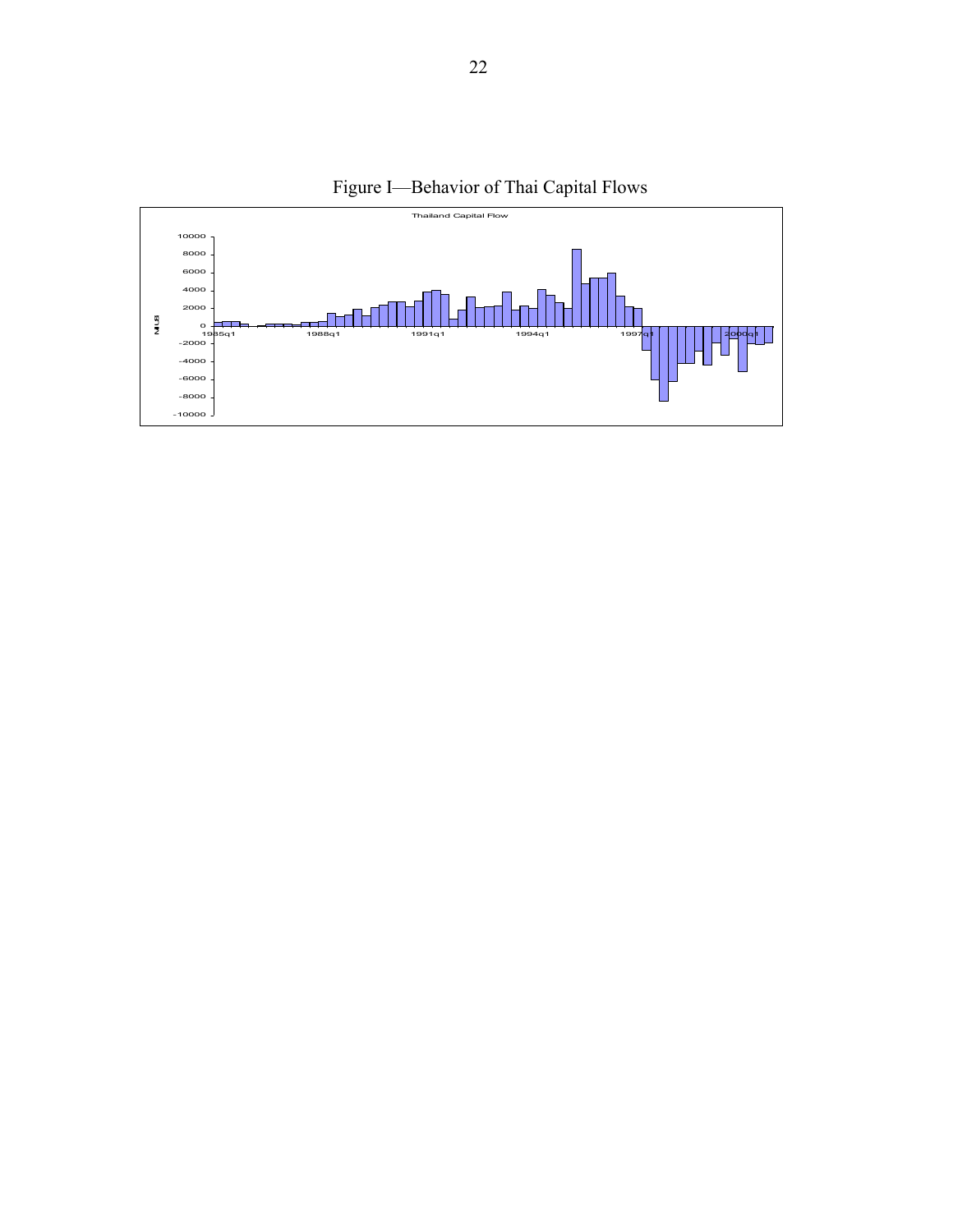Figure I—Behavior of Thai Capital Flows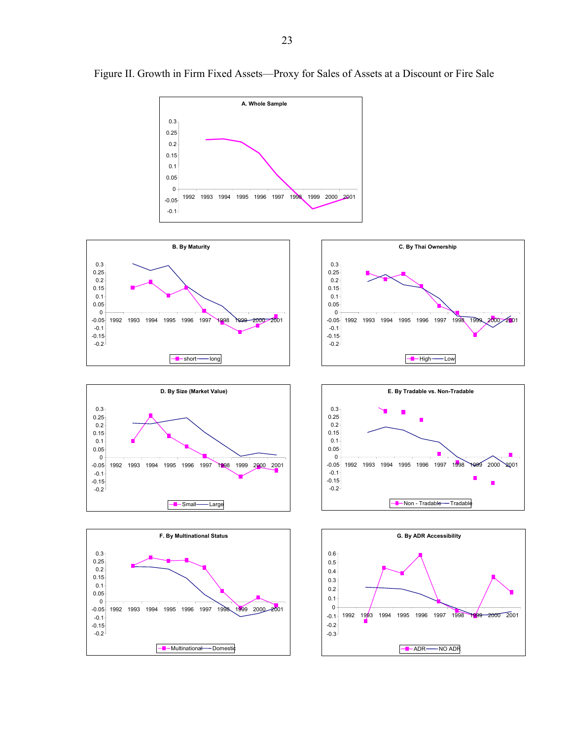# Figure II. Growth in Firm Fixed Assets—Proxy for Sales of Assets at a Discount or Fire Sale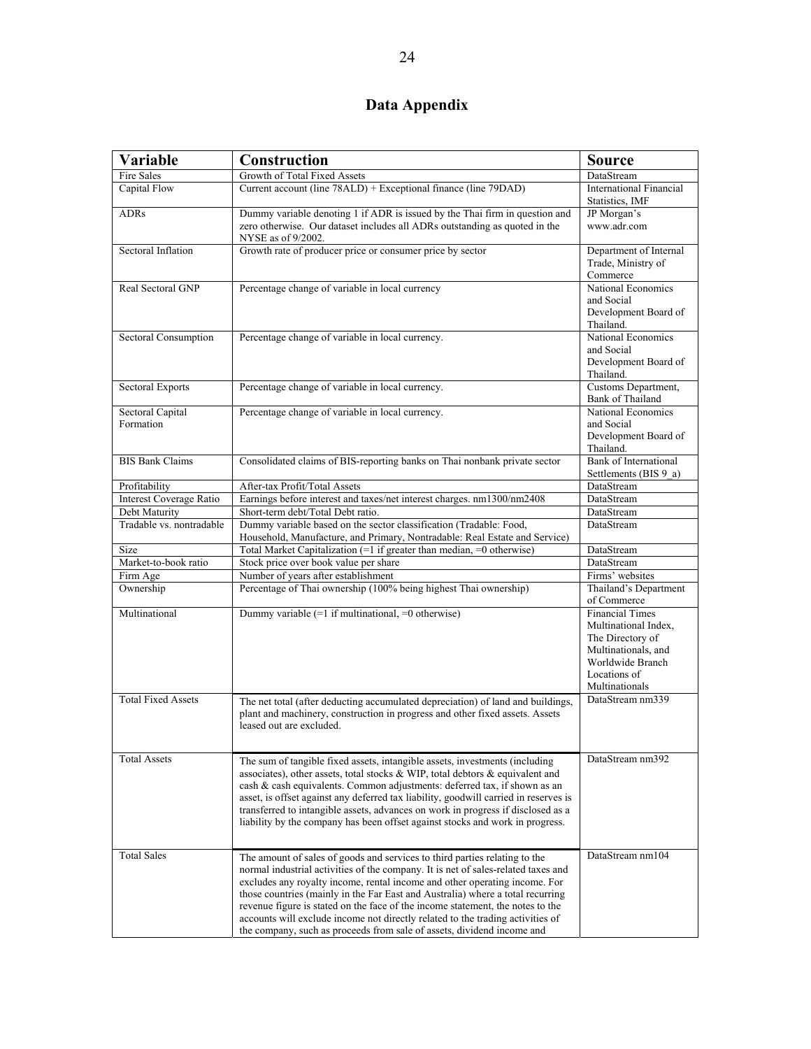# Data Appendix

| Variable | Construction | Source |
|---|---|---|
| Fire Sales | Growth of Total Fixed Assets | DataStream |
| Capital Flow | Current account (line 78ALD) + Exceptional finance (line 79DAD) | International Financial Statistics, IMF |
| ADRs | Dummy variable denoting 1 if ADR is issued by the Thai firm in question and zero otherwise. Our dataset includes all ADRs outstanding as quoted in the NYSE as of 9/2002. | JP Morgan's www.adr.com |
| Sectoral Inflation | Growth rate of producer price or consumer price by sector | Department of Internal Trade, Ministry of Commerce |
| Real Sectoral GNP | Percentage change of variable in local currency | National Economics and Social Development Board of Thailand. |
| Sectoral Consumption | Percentage change of variable in local currency. | National Economics and Social Development Board of Thailand. |
| Sectoral Exports | Percentage change of variable in local currency. | Customs Department, Bank of Thailand |
| Sectoral Capital Formation | Percentage change of variable in local currency. | National Economics and Social Development Board of Thailand. |
| BIS Bank Claims | Consolidated claims of BIS-reporting banks on Thai nonbank private sector | Bank of International Settlements (BIS 9_a) |
| Profitability | After-tax Profit/Total Assets | DataStream |
| Interest Coverage Ratio | Earnings before interest and taxes/net interest charges. nm1300/nm2408 | DataStream |
| Debt Maturity | Short-term debt/Total Debt ratio. | DataStream |
| Tradable vs. nontradable | Dummy variable based on the sector classification (Tradable: Food, Household, Manufacture, and Primary, Nontradable: Real Estate and Service) | DataStream |
| Size | Total Market Capitalization (=1 if greater than median, =0 otherwise) | DataStream |
| Market-to-book ratio | Stock price over book value per share | DataStream |
| Firm Age | Number of years after establishment | Firms' websites |
| Ownership | Percentage of Thai ownership (100% being highest Thai ownership) | Thailand's Department of Commerce |
| Multinational | Dummy variable (=1 if multinational, =0 otherwise) | Financial Times Multinational Index, The Directory of Multinationals, and Worldwide Branch Locations of Multinationals |
| Total Fixed Assets | The net total (after deducting accumulated depreciation) of land and buildings, plant and machinery, construction in progress and other fixed assets. Assets leased out are excluded. | DataStream nm339 |
| Total Assets | The sum of tangible fixed assets, intangible assets, investments (including associates), other assets, total stocks & WIP, total debtors & equivalent and cash & cash equivalents. Common adjustments: deferred tax, if shown as an asset, is offset against any deferred tax liability, goodwill carried in reserves is transferred to intangible assets, advances on work in progress if disclosed as a liability by the company has been offset against stocks and work in progress. | DataStream nm392 |
| Total Sales | The amount of sales of goods and services to third parties relating to the normal industrial activities of the company. It is net of sales-related taxes and excludes any royalty income, rental income and other operating income. For those countries (mainly in the Far East and Australia) where a total recurring revenue figure is stated on the face of the income statement, the notes to the accounts will exclude income not directly related to the trading activities of the company, such as proceeds from sale of assets, dividend income and | DataStream nm104 |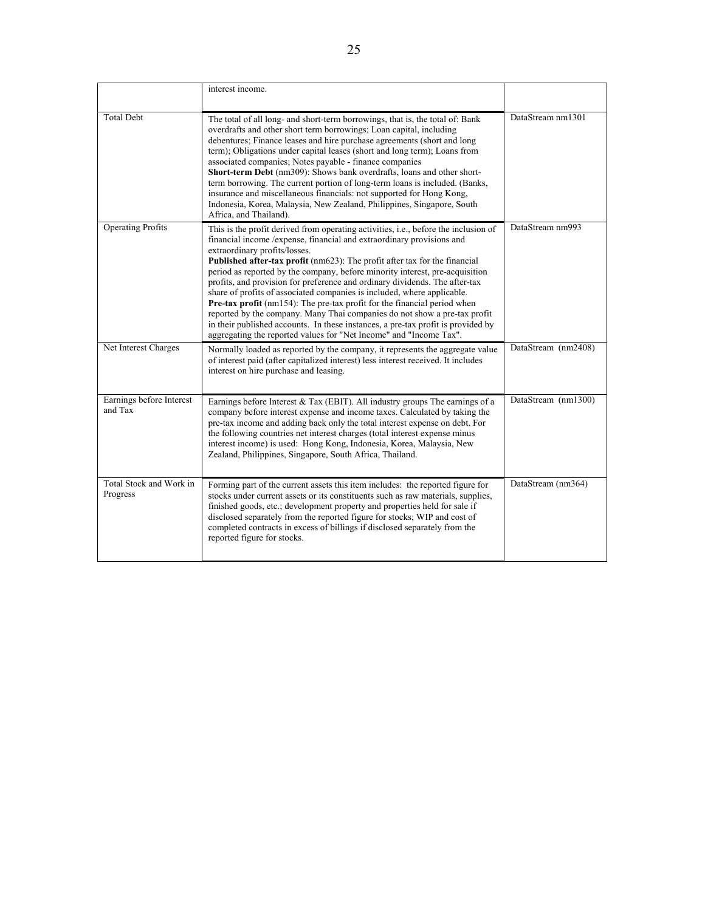| | | |
|---|---|---|
| | interest income. | |
| Total Debt | The total of all long- and short-term borrowings, that is, the total of: Bank overdrafts and other short term borrowings; Loan capital, including debentures; Finance leases and hire purchase agreements (short and long term); Obligations under capital leases (short and long term); Loans from associated companies; Notes payable - finance companies<br>**Short-term Debt** (nm309): Shows bank overdrafts, loans and other short-term borrowing. The current portion of long-term loans is included. (Banks, insurance and miscellaneous financials: not supported for Hong Kong, Indonesia, Korea, Malaysia, New Zealand, Philippines, Singapore, South Africa, and Thailand). | DataStream nm1301 |
| Operating Profits | This is the profit derived from operating activities, i.e., before the inclusion of financial income /expense, financial and extraordinary provisions and extraordinary profits/losses.<br>**Published after-tax profit** (nm623): The profit after tax for the financial period as reported by the company, before minority interest, pre-acquisition profits, and provision for preference and ordinary dividends. The after-tax share of profits of associated companies is included, where applicable.<br>**Pre-tax profit** (nm154): The pre-tax profit for the financial period when reported by the company. Many Thai companies do not show a pre-tax profit in their published accounts. In these instances, a pre-tax profit is provided by aggregating the reported values for "Net Income" and "Income Tax". | DataStream nm993 |
| Net Interest Charges | Normally loaded as reported by the company, it represents the aggregate value of interest paid (after capitalized interest) less interest received. It includes interest on hire purchase and leasing. | DataStream (nm2408) |
| Earnings before Interest and Tax | Earnings before Interest & Tax (EBIT). All industry groups The earnings of a company before interest expense and income taxes. Calculated by taking the pre-tax income and adding back only the total interest expense on debt. For the following countries net interest charges (total interest expense minus interest income) is used: Hong Kong, Indonesia, Korea, Malaysia, New Zealand, Philippines, Singapore, South Africa, Thailand. | DataStream (nm1300) |
| Total Stock and Work in Progress | Forming part of the current assets this item includes: the reported figure for stocks under current assets or its constituents such as raw materials, supplies, finished goods, etc.; development property and properties held for sale if disclosed separately from the reported figure for stocks; WIP and cost of completed contracts in excess of billings if disclosed separately from the reported figure for stocks. | DataStream (nm364) |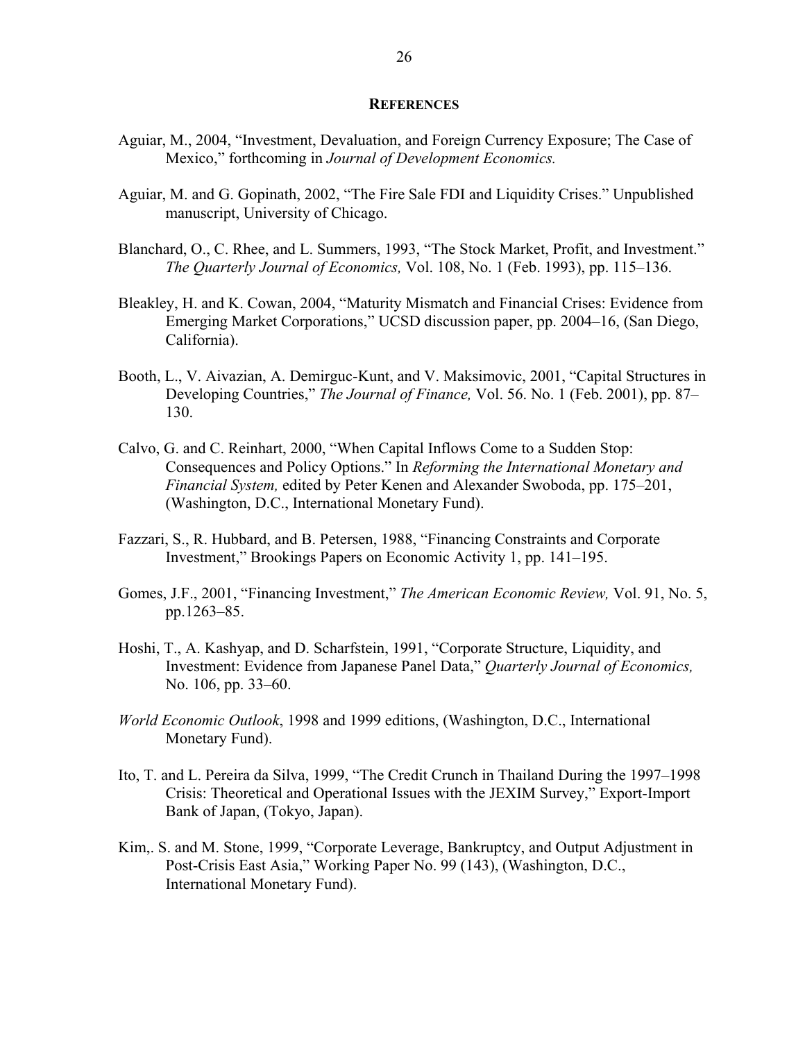## REFERENCES

Aguiar, M., 2004, "Investment, Devaluation, and Foreign Currency Exposure; The Case of Mexico," forthcoming in *Journal of Development Economics.*

Aguiar, M. and G. Gopinath, 2002, "The Fire Sale FDI and Liquidity Crises." Unpublished manuscript, University of Chicago.

Blanchard, O., C. Rhee, and L. Summers, 1993, "The Stock Market, Profit, and Investment." *The Quarterly Journal of Economics,* Vol. 108, No. 1 (Feb. 1993), pp. 115–136.

Bleakley, H. and K. Cowan, 2004, "Maturity Mismatch and Financial Crises: Evidence from Emerging Market Corporations," UCSD discussion paper, pp. 2004–16, (San Diego, California).

Booth, L., V. Aivazian, A. Demirguc-Kunt, and V. Maksimovic, 2001, "Capital Structures in Developing Countries," *The Journal of Finance,* Vol. 56. No. 1 (Feb. 2001), pp. 87–130.

Calvo, G. and C. Reinhart, 2000, "When Capital Inflows Come to a Sudden Stop: Consequences and Policy Options." In *Reforming the International Monetary and Financial System,* edited by Peter Kenen and Alexander Swoboda, pp. 175–201, (Washington, D.C., International Monetary Fund).

Fazzari, S., R. Hubbard, and B. Petersen, 1988, "Financing Constraints and Corporate Investment," Brookings Papers on Economic Activity 1, pp. 141–195.

Gomes, J.F., 2001, "Financing Investment," *The American Economic Review,* Vol. 91, No. 5, pp.1263–85.

Hoshi, T., A. Kashyap, and D. Scharfstein, 1991, "Corporate Structure, Liquidity, and Investment: Evidence from Japanese Panel Data," *Quarterly Journal of Economics,* No. 106, pp. 33–60.

*World Economic Outlook*, 1998 and 1999 editions, (Washington, D.C., International Monetary Fund).

Ito, T. and L. Pereira da Silva, 1999, "The Credit Crunch in Thailand During the 1997–1998 Crisis: Theoretical and Operational Issues with the JEXIM Survey," Export-Import Bank of Japan, (Tokyo, Japan).

Kim,. S. and M. Stone, 1999, "Corporate Leverage, Bankruptcy, and Output Adjustment in Post-Crisis East Asia," Working Paper No. 99 (143), (Washington, D.C., International Monetary Fund).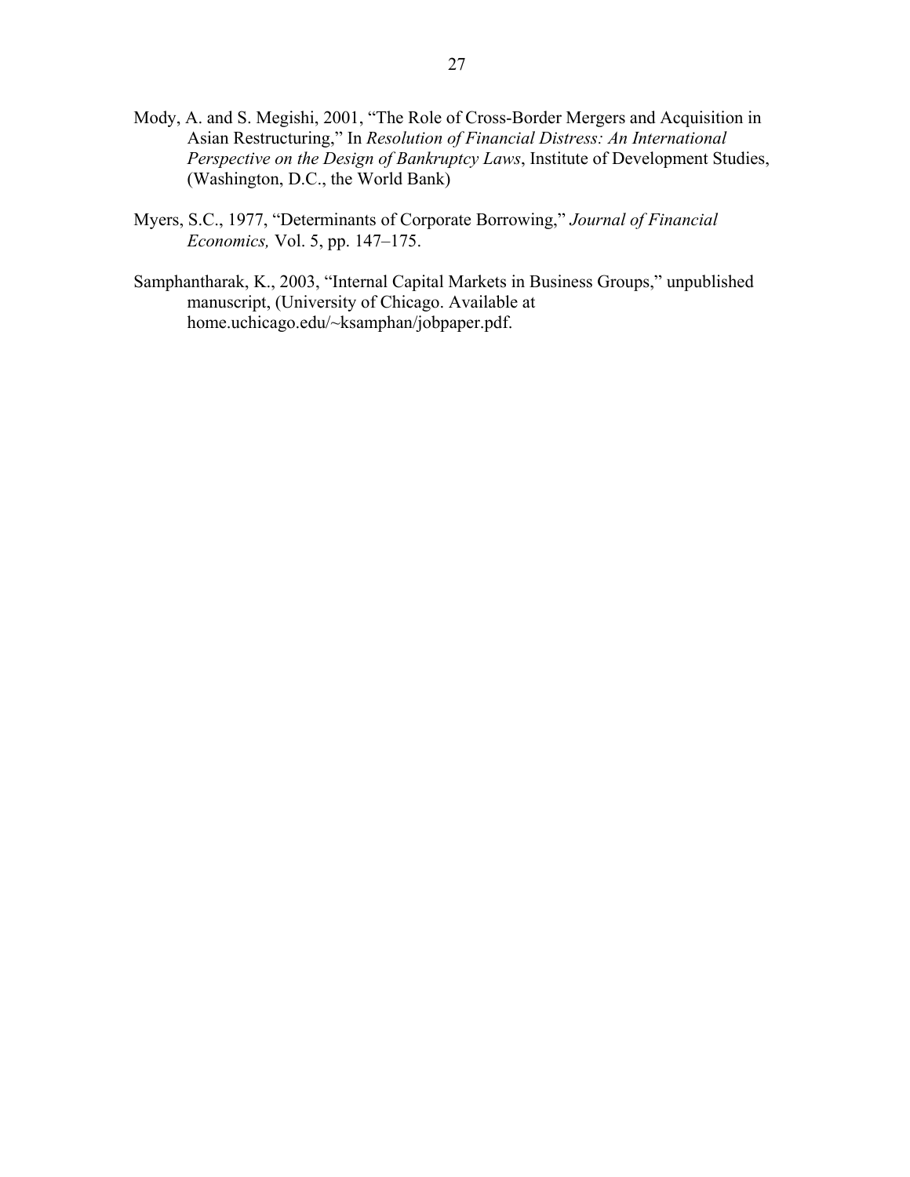Mody, A. and S. Megishi, 2001, "The Role of Cross-Border Mergers and Acquisition in Asian Restructuring," In *Resolution of Financial Distress: An International Perspective on the Design of Bankruptcy Laws*, Institute of Development Studies, (Washington, D.C., the World Bank)

Myers, S.C., 1977, "Determinants of Corporate Borrowing," *Journal of Financial Economics,* Vol. 5, pp. 147–175.

Samphantharak, K., 2003, "Internal Capital Markets in Business Groups," unpublished manuscript, (University of Chicago. Available at home.uchicago.edu/~ksamphan/jobpaper.pdf.